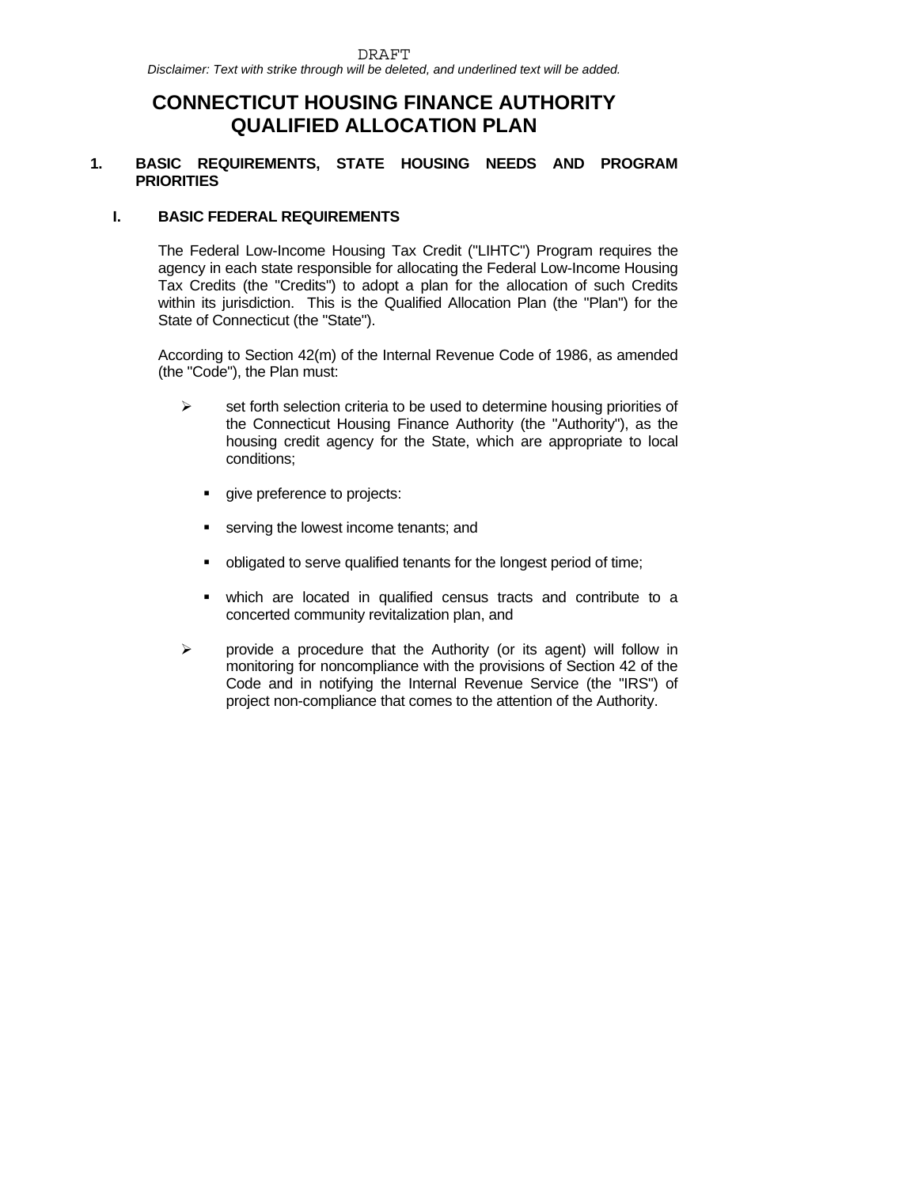DRAFT

*Disclaimer: Text with strike through will be deleted, and underlined text will be added.*

# CONNECTICUT HOUSING FINANCE AUTHORITY QUALIFIED ALLOCATION PLAN

## 1. BASIC REQUIREMENTS, STATE HOUSING NEEDS AND PROGRAM PRIORITIES

### I. BASIC FEDERAL REQUIREMENTS

The Federal Low-Income Housing Tax Credit ("LIHTC") Program requires the agency in each state responsible for allocating the Federal Low-Income Housing Tax Credits (the "Credits") to adopt a plan for the allocation of such Credits within its jurisdiction. This is the Qualified Allocation Plan (the "Plan") for the State of Connecticut (the "State").

According to Section 42(m) of the Internal Revenue Code of 1986, as amended (the "Code"), the Plan must:

- set forth selection criteria to be used to determine housing priorities of the Connecticut Housing Finance Authority (the "Authority"), as the housing credit agency for the State, which are appropriate to local conditions;
    - give preference to projects:
    - serving the lowest income tenants; and
    - obligated to serve qualified tenants for the longest period of time;
    - which are located in qualified census tracts and contribute to a concerted community revitalization plan, and
- provide a procedure that the Authority (or its agent) will follow in monitoring for noncompliance with the provisions of Section 42 of the Code and in notifying the Internal Revenue Service (the "IRS") of project non-compliance that comes to the attention of the Authority.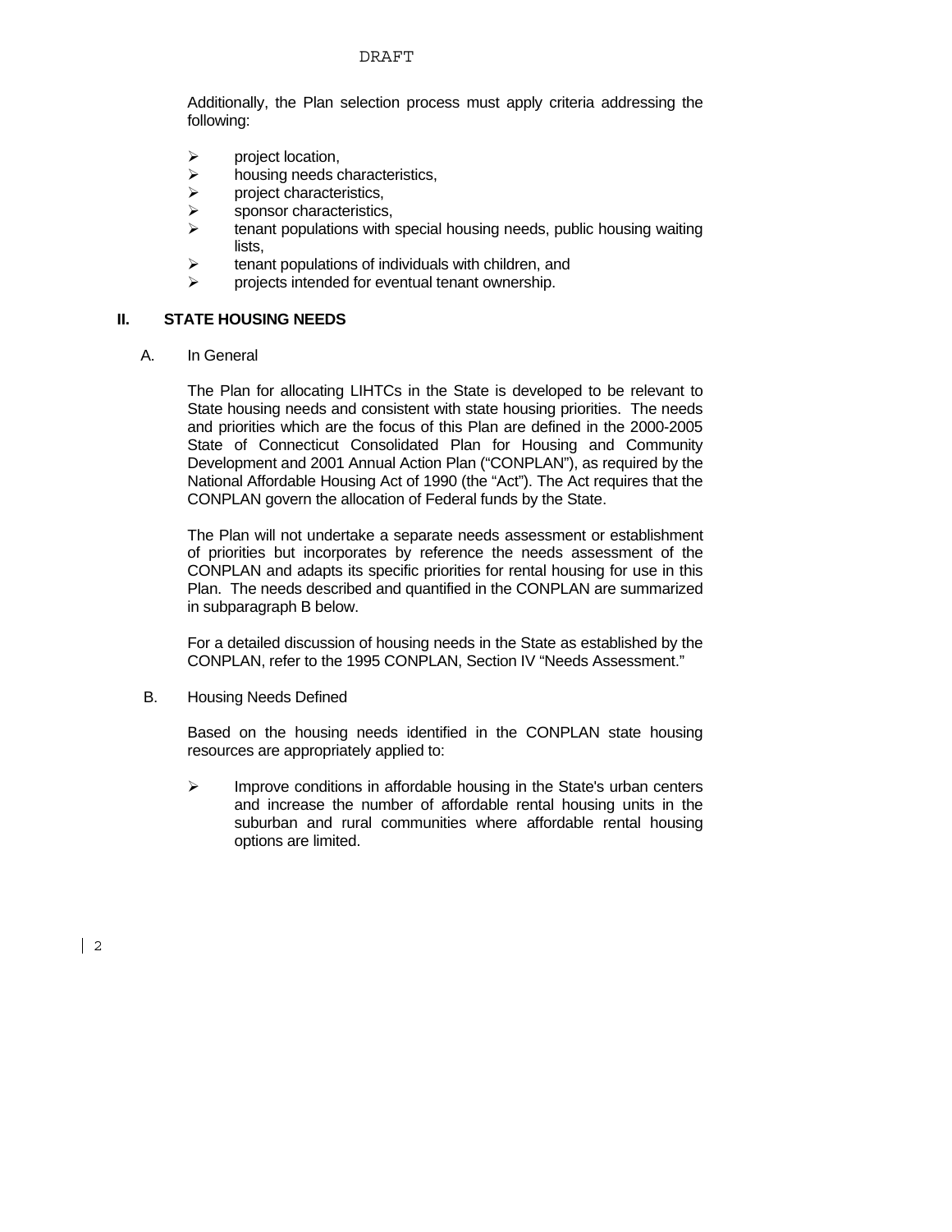Additionally, the Plan selection process must apply criteria addressing the following:

- project location,
- housing needs characteristics,
- project characteristics,
- sponsor characteristics,
- tenant populations with special housing needs, public housing waiting lists,
- tenant populations of individuals with children, and
- projects intended for eventual tenant ownership.

## II. STATE HOUSING NEEDS

### A. In General

The Plan for allocating LIHTCs in the State is developed to be relevant to State housing needs and consistent with state housing priorities. The needs and priorities which are the focus of this Plan are defined in the 2000-2005 State of Connecticut Consolidated Plan for Housing and Community Development and 2001 Annual Action Plan ("CONPLAN"), as required by the National Affordable Housing Act of 1990 (the "Act"). The Act requires that the CONPLAN govern the allocation of Federal funds by the State.

The Plan will not undertake a separate needs assessment or establishment of priorities but incorporates by reference the needs assessment of the CONPLAN and adapts its specific priorities for rental housing for use in this Plan. The needs described and quantified in the CONPLAN are summarized in subparagraph B below.

For a detailed discussion of housing needs in the State as established by the CONPLAN, refer to the 1995 CONPLAN, Section IV "Needs Assessment."

### B. Housing Needs Defined

Based on the housing needs identified in the CONPLAN state housing resources are appropriately applied to:

- Improve conditions in affordable housing in the State's urban centers and increase the number of affordable rental housing units in the suburban and rural communities where affordable rental housing options are limited.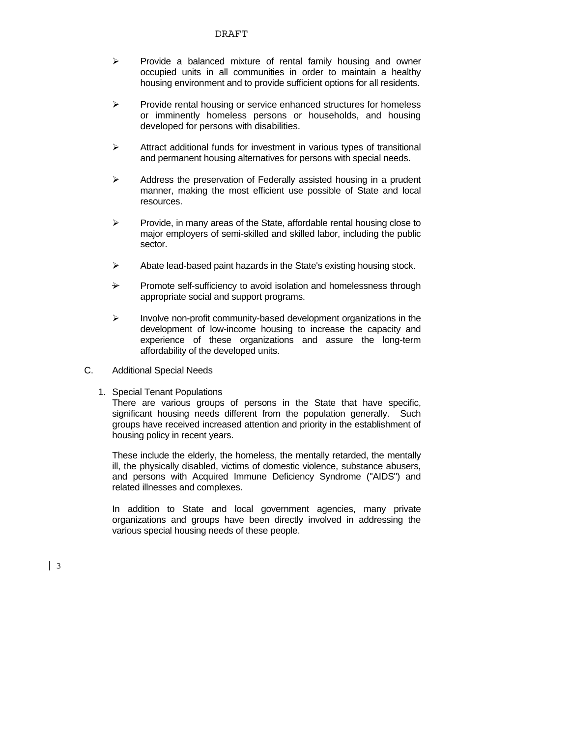- Provide a balanced mixture of rental family housing and owner occupied units in all communities in order to maintain a healthy housing environment and to provide sufficient options for all residents.

- Provide rental housing or service enhanced structures for homeless or imminently homeless persons or households, and housing developed for persons with disabilities.

- Attract additional funds for investment in various types of transitional and permanent housing alternatives for persons with special needs.

- Address the preservation of Federally assisted housing in a prudent manner, making the most efficient use possible of State and local resources.

- Provide, in many areas of the State, affordable rental housing close to major employers of semi-skilled and skilled labor, including the public sector.

- Abate lead-based paint hazards in the State's existing housing stock.

- Promote self-sufficiency to avoid isolation and homelessness through appropriate social and support programs.

- Involve non-profit community-based development organizations in the development of low-income housing to increase the capacity and experience of these organizations and assure the long-term affordability of the developed units.

C. Additional Special Needs

1. Special Tenant Populations

There are various groups of persons in the State that have specific, significant housing needs different from the population generally. Such groups have received increased attention and priority in the establishment of housing policy in recent years.

These include the elderly, the homeless, the mentally retarded, the mentally ill, the physically disabled, victims of domestic violence, substance abusers, and persons with Acquired Immune Deficiency Syndrome ("AIDS") and related illnesses and complexes.

In addition to State and local government agencies, many private organizations and groups have been directly involved in addressing the various special housing needs of these people.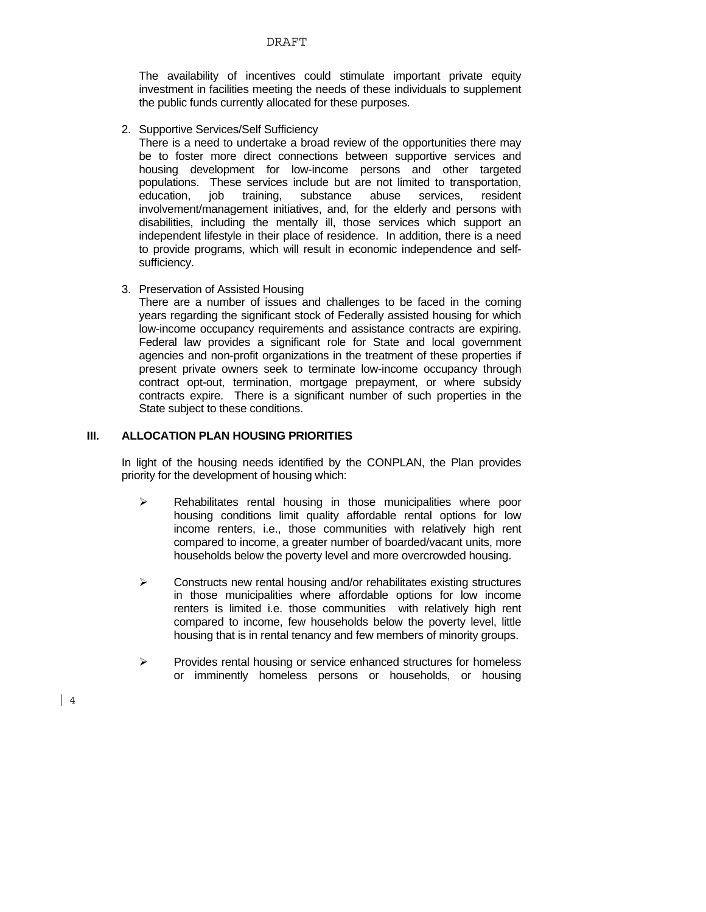The availability of incentives could stimulate important private equity investment in facilities meeting the needs of these individuals to supplement the public funds currently allocated for these purposes.

2. Supportive Services/Self Sufficiency
   There is a need to undertake a broad review of the opportunities there may be to foster more direct connections between supportive services and housing development for low-income persons and other targeted populations. These services include but are not limited to transportation, education, job training, substance abuse services, resident involvement/management initiatives, and, for the elderly and persons with disabilities, including the mentally ill, those services which support an independent lifestyle in their place of residence. In addition, there is a need to provide programs, which will result in economic independence and self-sufficiency.

3. Preservation of Assisted Housing
   There are a number of issues and challenges to be faced in the coming years regarding the significant stock of Federally assisted housing for which low-income occupancy requirements and assistance contracts are expiring. Federal law provides a significant role for State and local government agencies and non-profit organizations in the treatment of these properties if present private owners seek to terminate low-income occupancy through contract opt-out, termination, mortgage prepayment, or where subsidy contracts expire. There is a significant number of such properties in the State subject to these conditions.

## III. ALLOCATION PLAN HOUSING PRIORITIES

In light of the housing needs identified by the CONPLAN, the Plan provides priority for the development of housing which:

- Rehabilitates rental housing in those municipalities where poor housing conditions limit quality affordable rental options for low income renters, i.e., those communities with relatively high rent compared to income, a greater number of boarded/vacant units, more households below the poverty level and more overcrowded housing.

- Constructs new rental housing and/or rehabilitates existing structures in those municipalities where affordable options for low income renters is limited i.e. those communities with relatively high rent compared to income, few households below the poverty level, little housing that is in rental tenancy and few members of minority groups.

- Provides rental housing or service enhanced structures for homeless or imminently homeless persons or households, or housing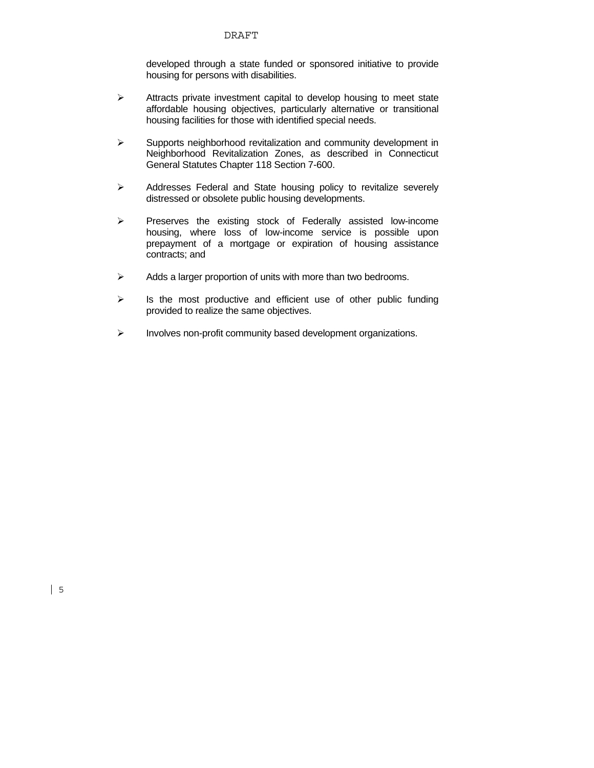developed through a state funded or sponsored initiative to provide housing for persons with disabilities.

- Attracts private investment capital to develop housing to meet state affordable housing objectives, particularly alternative or transitional housing facilities for those with identified special needs.

- Supports neighborhood revitalization and community development in Neighborhood Revitalization Zones, as described in Connecticut General Statutes Chapter 118 Section 7-600.

- Addresses Federal and State housing policy to revitalize severely distressed or obsolete public housing developments.

- Preserves the existing stock of Federally assisted low-income housing, where loss of low-income service is possible upon prepayment of a mortgage or expiration of housing assistance contracts; and

- Adds a larger proportion of units with more than two bedrooms.

- Is the most productive and efficient use of other public funding provided to realize the same objectives.

- Involves non-profit community based development organizations.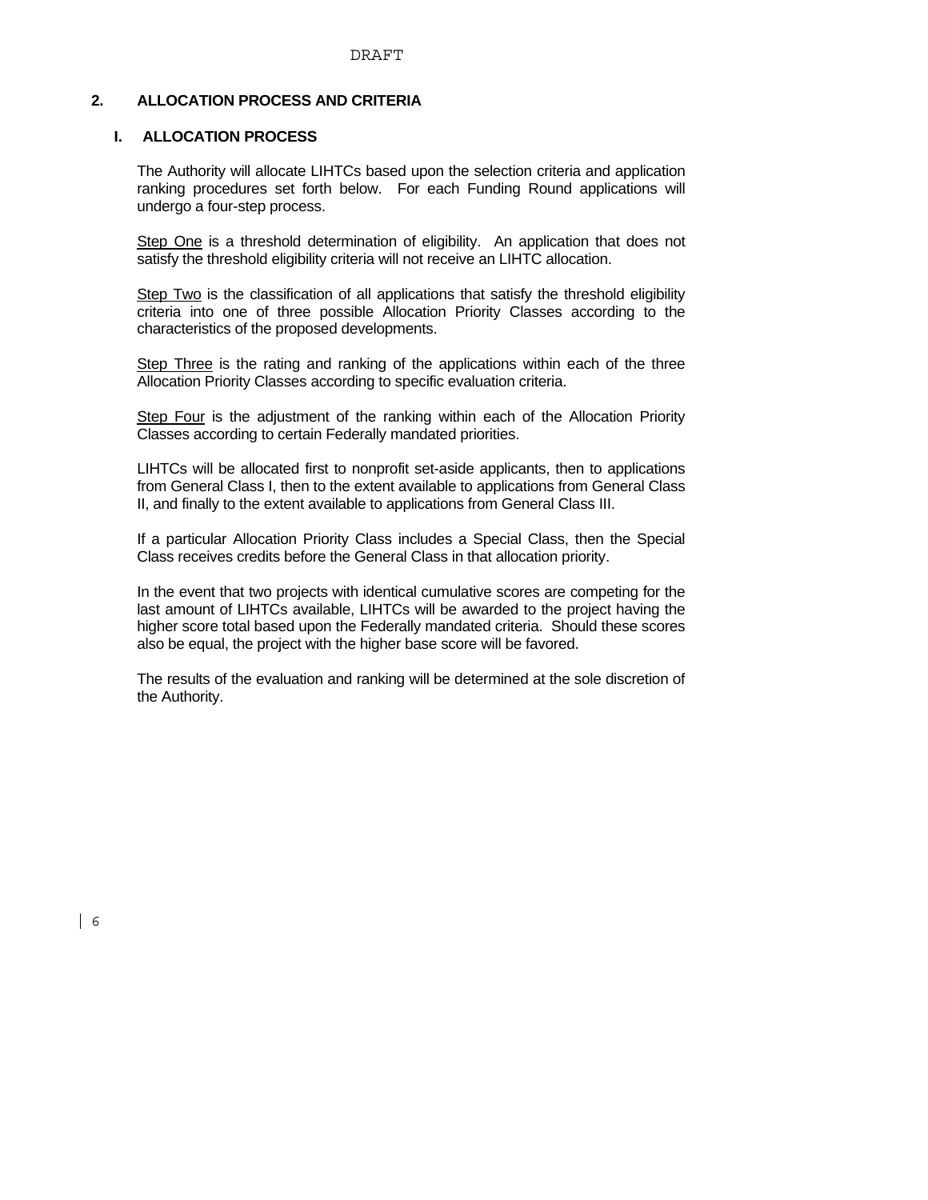## 2. ALLOCATION PROCESS AND CRITERIA

### I. ALLOCATION PROCESS

The Authority will allocate LIHTCs based upon the selection criteria and application ranking procedures set forth below. For each Funding Round applications will undergo a four-step process.

Step One is a threshold determination of eligibility. An application that does not satisfy the threshold eligibility criteria will not receive an LIHTC allocation.

Step Two is the classification of all applications that satisfy the threshold eligibility criteria into one of three possible Allocation Priority Classes according to the characteristics of the proposed developments.

Step Three is the rating and ranking of the applications within each of the three Allocation Priority Classes according to specific evaluation criteria.

Step Four is the adjustment of the ranking within each of the Allocation Priority Classes according to certain Federally mandated priorities.

LIHTCs will be allocated first to nonprofit set-aside applicants, then to applications from General Class I, then to the extent available to applications from General Class II, and finally to the extent available to applications from General Class III.

If a particular Allocation Priority Class includes a Special Class, then the Special Class receives credits before the General Class in that allocation priority.

In the event that two projects with identical cumulative scores are competing for the last amount of LIHTCs available, LIHTCs will be awarded to the project having the higher score total based upon the Federally mandated criteria. Should these scores also be equal, the project with the higher base score will be favored.

The results of the evaluation and ranking will be determined at the sole discretion of the Authority.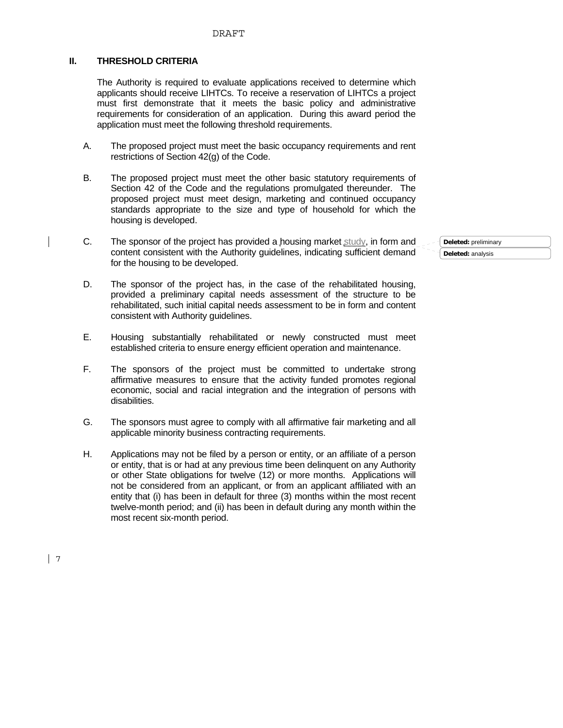## II. THRESHOLD CRITERIA

The Authority is required to evaluate applications received to determine which applicants should receive LIHTCs. To receive a reservation of LIHTCs a project must first demonstrate that it meets the basic policy and administrative requirements for consideration of an application. During this award period the application must meet the following threshold requirements.

A. The proposed project must meet the basic occupancy requirements and rent restrictions of Section 42(g) of the Code.

B. The proposed project must meet the other basic statutory requirements of Section 42 of the Code and the regulations promulgated thereunder. The proposed project must meet design, marketing and continued occupancy standards appropriate to the size and type of household for which the housing is developed.

C. The sponsor of the project has provided a housing market study, in form and content consistent with the Authority guidelines, indicating sufficient demand for the housing to be developed.

D. The sponsor of the project has, in the case of the rehabilitated housing, provided a preliminary capital needs assessment of the structure to be rehabilitated, such initial capital needs assessment to be in form and content consistent with Authority guidelines.

E. Housing substantially rehabilitated or newly constructed must meet established criteria to ensure energy efficient operation and maintenance.

F. The sponsors of the project must be committed to undertake strong affirmative measures to ensure that the activity funded promotes regional economic, social and racial integration and the integration of persons with disabilities.

G. The sponsors must agree to comply with all affirmative fair marketing and all applicable minority business contracting requirements.

H. Applications may not be filed by a person or entity, or an affiliate of a person or entity, that is or had at any previous time been delinquent on any Authority or other State obligations for twelve (12) or more months. Applications will not be considered from an applicant, or from an applicant affiliated with an entity that (i) has been in default for three (3) months within the most recent twelve-month period; and (ii) has been in default during any month within the most recent six-month period.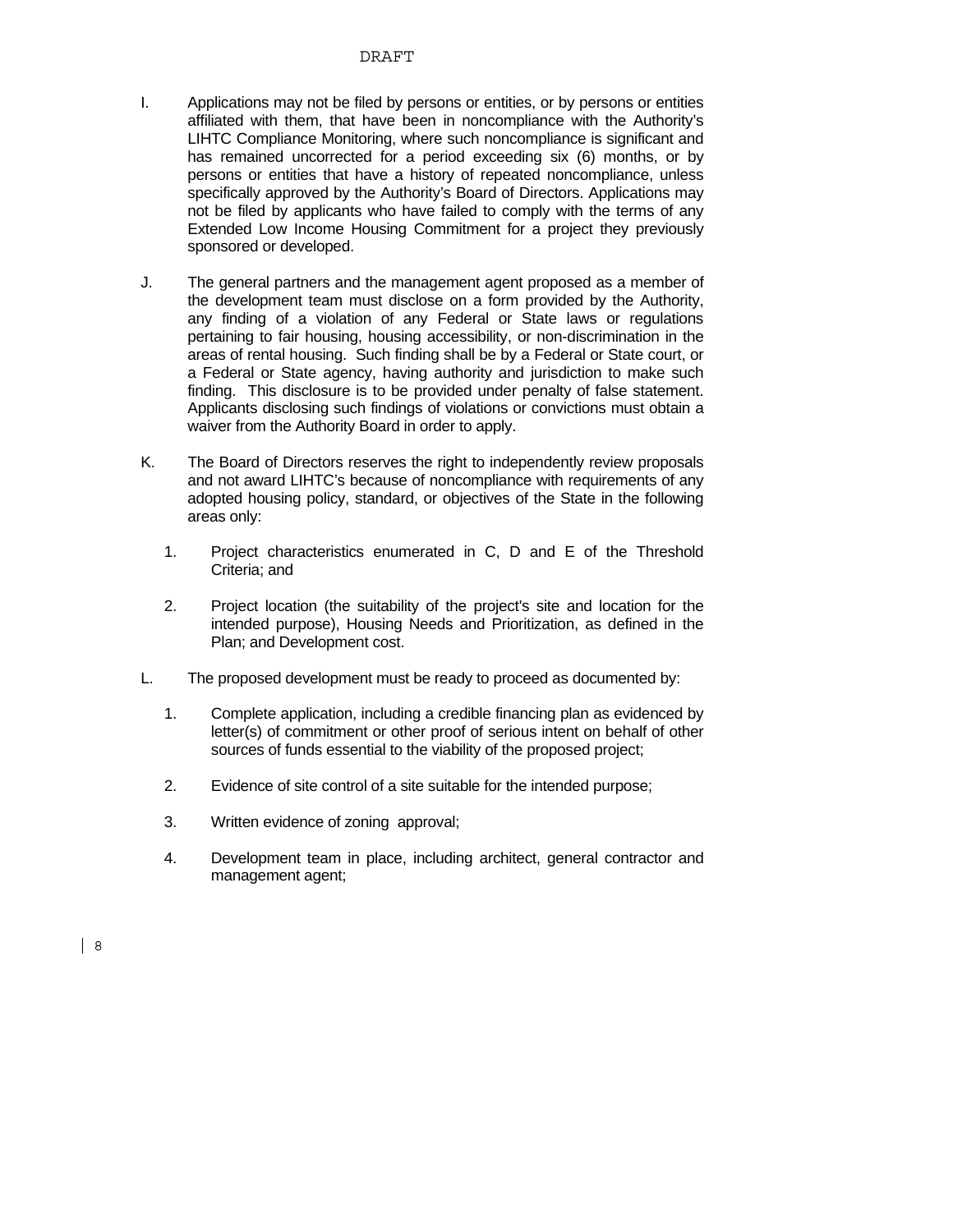I. Applications may not be filed by persons or entities, or by persons or entities affiliated with them, that have been in noncompliance with the Authority's LIHTC Compliance Monitoring, where such noncompliance is significant and has remained uncorrected for a period exceeding six (6) months, or by persons or entities that have a history of repeated noncompliance, unless specifically approved by the Authority's Board of Directors. Applications may not be filed by applicants who have failed to comply with the terms of any Extended Low Income Housing Commitment for a project they previously sponsored or developed.

J. The general partners and the management agent proposed as a member of the development team must disclose on a form provided by the Authority, any finding of a violation of any Federal or State laws or regulations pertaining to fair housing, housing accessibility, or non-discrimination in the areas of rental housing. Such finding shall be by a Federal or State court, or a Federal or State agency, having authority and jurisdiction to make such finding. This disclosure is to be provided under penalty of false statement. Applicants disclosing such findings of violations or convictions must obtain a waiver from the Authority Board in order to apply.

K. The Board of Directors reserves the right to independently review proposals and not award LIHTC's because of noncompliance with requirements of any adopted housing policy, standard, or objectives of the State in the following areas only:

   1. Project characteristics enumerated in C, D and E of the Threshold Criteria; and

   2. Project location (the suitability of the project's site and location for the intended purpose), Housing Needs and Prioritization, as defined in the Plan; and Development cost.

L. The proposed development must be ready to proceed as documented by:

   1. Complete application, including a credible financing plan as evidenced by letter(s) of commitment or other proof of serious intent on behalf of other sources of funds essential to the viability of the proposed project;

   2. Evidence of site control of a site suitable for the intended purpose;

   3. Written evidence of zoning approval;

   4. Development team in place, including architect, general contractor and management agent;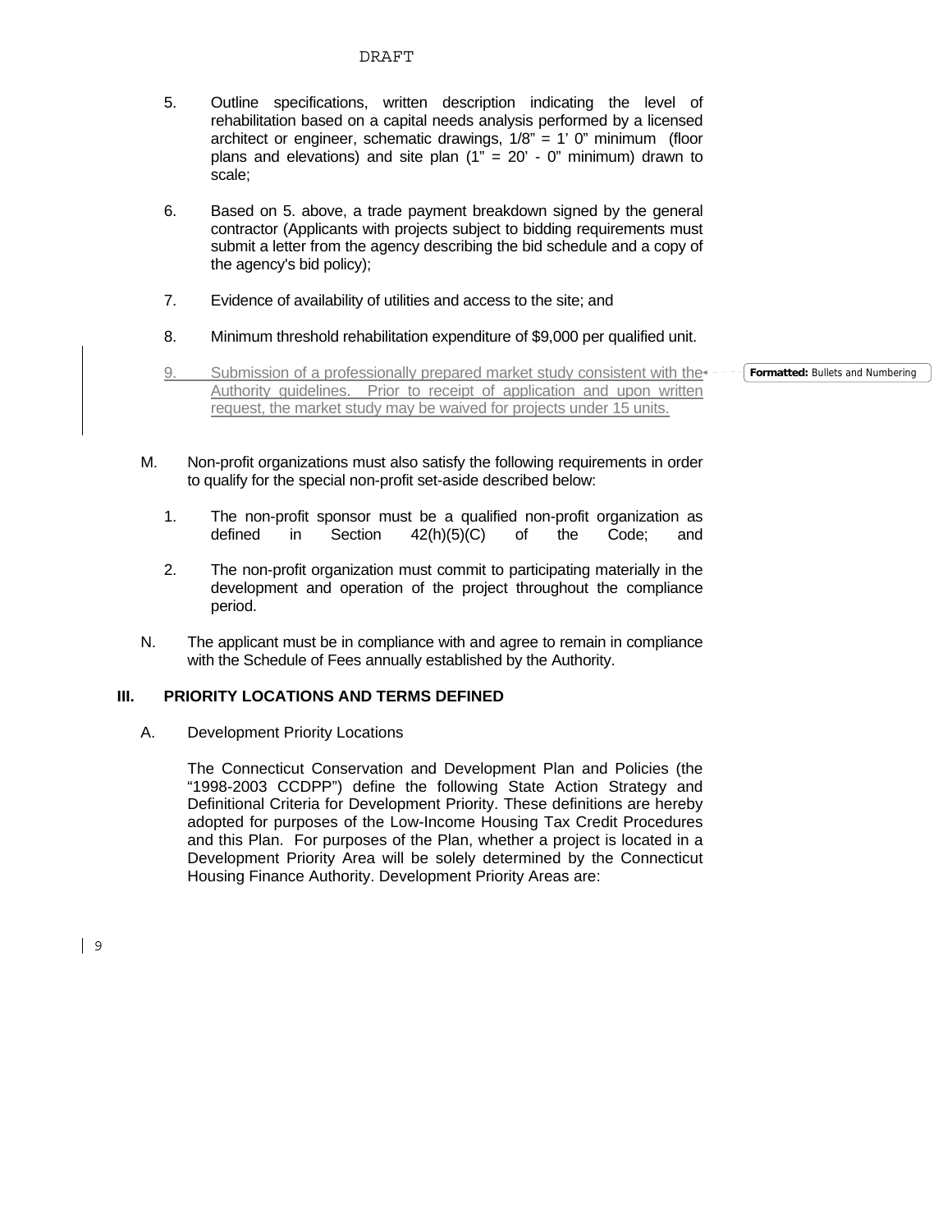5. Outline specifications, written description indicating the level of rehabilitation based on a capital needs analysis performed by a licensed architect or engineer, schematic drawings, 1/8" = 1' 0" minimum (floor plans and elevations) and site plan (1" = 20' - 0" minimum) drawn to scale;

6. Based on 5. above, a trade payment breakdown signed by the general contractor (Applicants with projects subject to bidding requirements must submit a letter from the agency describing the bid schedule and a copy of the agency's bid policy);

7. Evidence of availability of utilities and access to the site; and

8. Minimum threshold rehabilitation expenditure of $9,000 per qualified unit.

9. Submission of a professionally prepared market study consistent with the Authority guidelines. Prior to receipt of application and upon written request, the market study may be waived for projects under 15 units.

M. Non-profit organizations must also satisfy the following requirements in order to qualify for the special non-profit set-aside described below:

1. The non-profit sponsor must be a qualified non-profit organization as defined in Section 42(h)(5)(C) of the Code; and

2. The non-profit organization must commit to participating materially in the development and operation of the project throughout the compliance period.

N. The applicant must be in compliance with and agree to remain in compliance with the Schedule of Fees annually established by the Authority.

## III. PRIORITY LOCATIONS AND TERMS DEFINED

A. Development Priority Locations

The Connecticut Conservation and Development Plan and Policies (the "1998-2003 CCDPP") define the following State Action Strategy and Definitional Criteria for Development Priority. These definitions are hereby adopted for purposes of the Low-Income Housing Tax Credit Procedures and this Plan. For purposes of the Plan, whether a project is located in a Development Priority Area will be solely determined by the Connecticut Housing Finance Authority. Development Priority Areas are: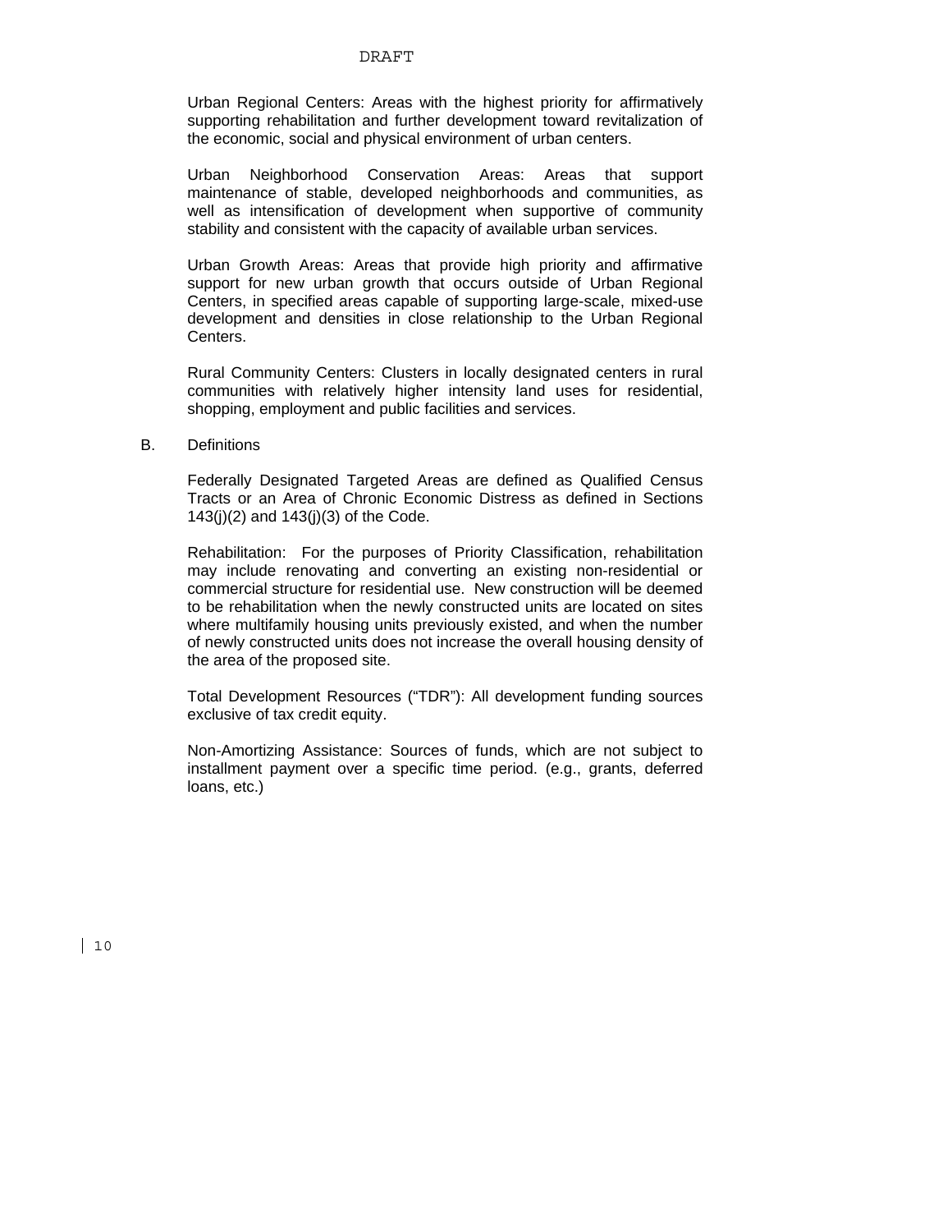Urban Regional Centers: Areas with the highest priority for affirmatively supporting rehabilitation and further development toward revitalization of the economic, social and physical environment of urban centers.

Urban Neighborhood Conservation Areas: Areas that support maintenance of stable, developed neighborhoods and communities, as well as intensification of development when supportive of community stability and consistent with the capacity of available urban services.

Urban Growth Areas: Areas that provide high priority and affirmative support for new urban growth that occurs outside of Urban Regional Centers, in specified areas capable of supporting large-scale, mixed-use development and densities in close relationship to the Urban Regional Centers.

Rural Community Centers: Clusters in locally designated centers in rural communities with relatively higher intensity land uses for residential, shopping, employment and public facilities and services.

B. Definitions

Federally Designated Targeted Areas are defined as Qualified Census Tracts or an Area of Chronic Economic Distress as defined in Sections 143(j)(2) and 143(j)(3) of the Code.

Rehabilitation: For the purposes of Priority Classification, rehabilitation may include renovating and converting an existing non-residential or commercial structure for residential use. New construction will be deemed to be rehabilitation when the newly constructed units are located on sites where multifamily housing units previously existed, and when the number of newly constructed units does not increase the overall housing density of the area of the proposed site.

Total Development Resources ("TDR"): All development funding sources exclusive of tax credit equity.

Non-Amortizing Assistance: Sources of funds, which are not subject to installment payment over a specific time period. (e.g., grants, deferred loans, etc.)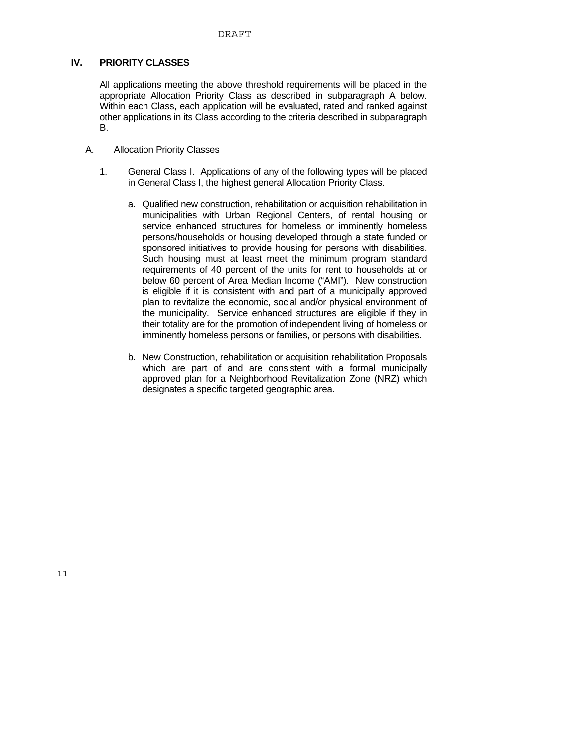## IV. PRIORITY CLASSES

All applications meeting the above threshold requirements will be placed in the appropriate Allocation Priority Class as described in subparagraph A below. Within each Class, each application will be evaluated, rated and ranked against other applications in its Class according to the criteria described in subparagraph B.

### A. Allocation Priority Classes

1. General Class I. Applications of any of the following types will be placed in General Class I, the highest general Allocation Priority Class.

   a. Qualified new construction, rehabilitation or acquisition rehabilitation in municipalities with Urban Regional Centers, of rental housing or service enhanced structures for homeless or imminently homeless persons/households or housing developed through a state funded or sponsored initiatives to provide housing for persons with disabilities. Such housing must at least meet the minimum program standard requirements of 40 percent of the units for rent to households at or below 60 percent of Area Median Income ("AMI"). New construction is eligible if it is consistent with and part of a municipally approved plan to revitalize the economic, social and/or physical environment of the municipality. Service enhanced structures are eligible if they in their totality are for the promotion of independent living of homeless or imminently homeless persons or families, or persons with disabilities.

   b. New Construction, rehabilitation or acquisition rehabilitation Proposals which are part of and are consistent with a formal municipally approved plan for a Neighborhood Revitalization Zone (NRZ) which designates a specific targeted geographic area.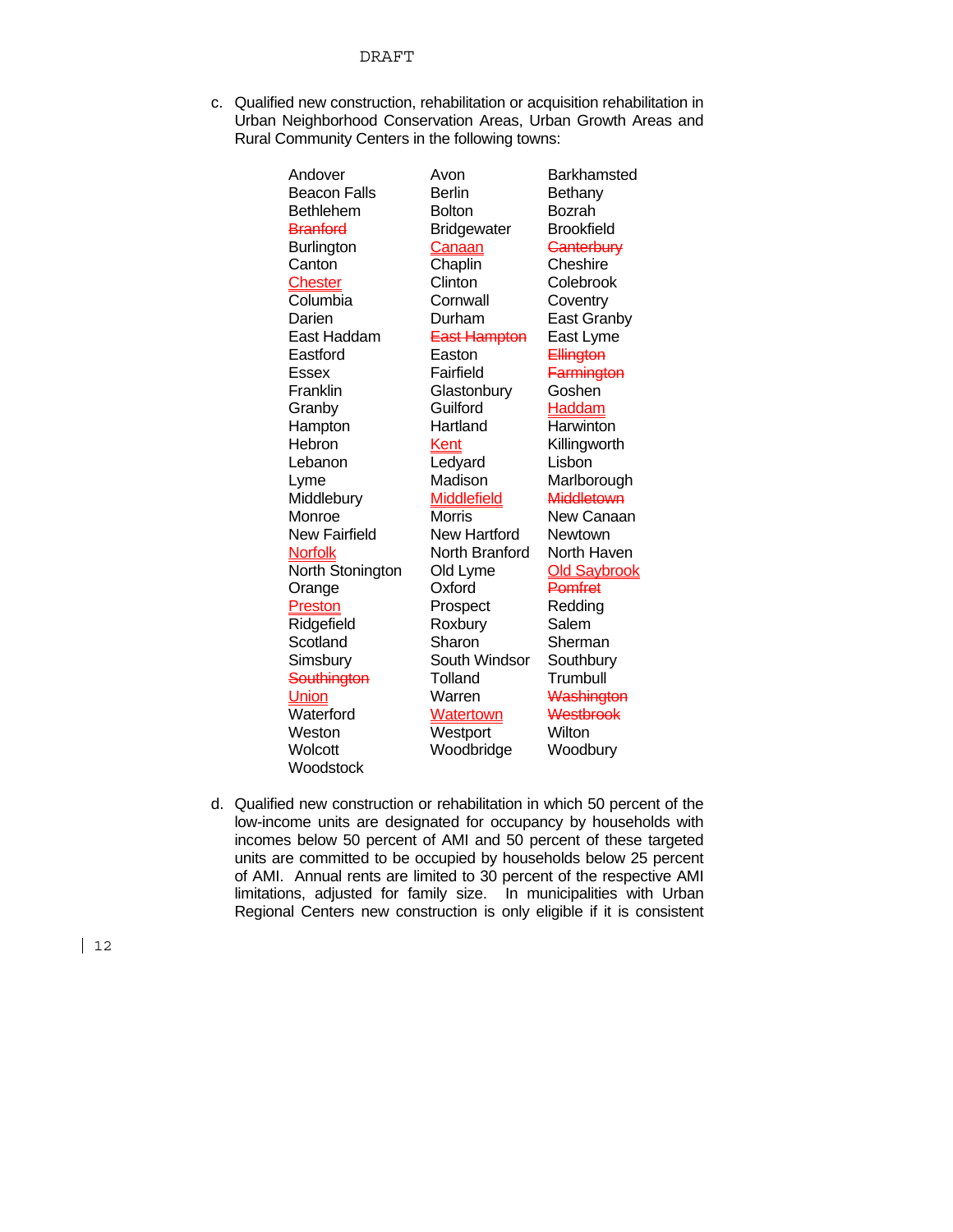c. Qualified new construction, rehabilitation or acquisition rehabilitation in Urban Neighborhood Conservation Areas, Urban Growth Areas and Rural Community Centers in the following towns:

| | | |
|---|---|---|
| Andover | Avon | Barkhamsted |
| Beacon Falls | Berlin | Bethany |
| Bethlehem | Bolton | Bozrah |
| ~~Branford~~ | Bridgewater | Brookfield |
| Burlington | <u>Canaan</u> | ~~Canterbury~~ |
| Canton | Chaplin | Cheshire |
| <u>Chester</u> | Clinton | Colebrook |
| Columbia | Cornwall | Coventry |
| Darien | Durham | East Granby |
| East Haddam | ~~East Hampton~~ | East Lyme |
| Eastford | Easton | ~~Ellington~~ |
| Essex | Fairfield | ~~Farmington~~ |
| Franklin | Glastonbury | Goshen |
| Granby | Guilford | <u>Haddam</u> |
| Hampton | Hartland | Harwinton |
| Hebron | <u>Kent</u> | Killingworth |
| Lebanon | Ledyard | Lisbon |
| Lyme | Madison | Marlborough |
| Middlebury | <u>Middlefield</u> | ~~Middletown~~ |
| Monroe | Morris | New Canaan |
| New Fairfield | New Hartford | Newtown |
| <u>Norfolk</u> | North Branford | North Haven |
| North Stonington | Old Lyme | <u>Old Saybrook</u> |
| Orange | Oxford | ~~Pomfret~~ |
| <u>Preston</u> | Prospect | Redding |
| Ridgefield | Roxbury | Salem |
| Scotland | Sharon | Sherman |
| Simsbury | South Windsor | Southbury |
| ~~Southington~~ | Tolland | Trumbull |
| <u>Union</u> | Warren | ~~Washington~~ |
| Waterford | <u>Watertown</u> | ~~Westbrook~~ |
| Weston | Westport | Wilton |
| Wolcott | Woodbridge | Woodbury |
| Woodstock | | |

d. Qualified new construction or rehabilitation in which 50 percent of the low-income units are designated for occupancy by households with incomes below 50 percent of AMI and 50 percent of these targeted units are committed to be occupied by households below 25 percent of AMI. Annual rents are limited to 30 percent of the respective AMI limitations, adjusted for family size. In municipalities with Urban Regional Centers new construction is only eligible if it is consistent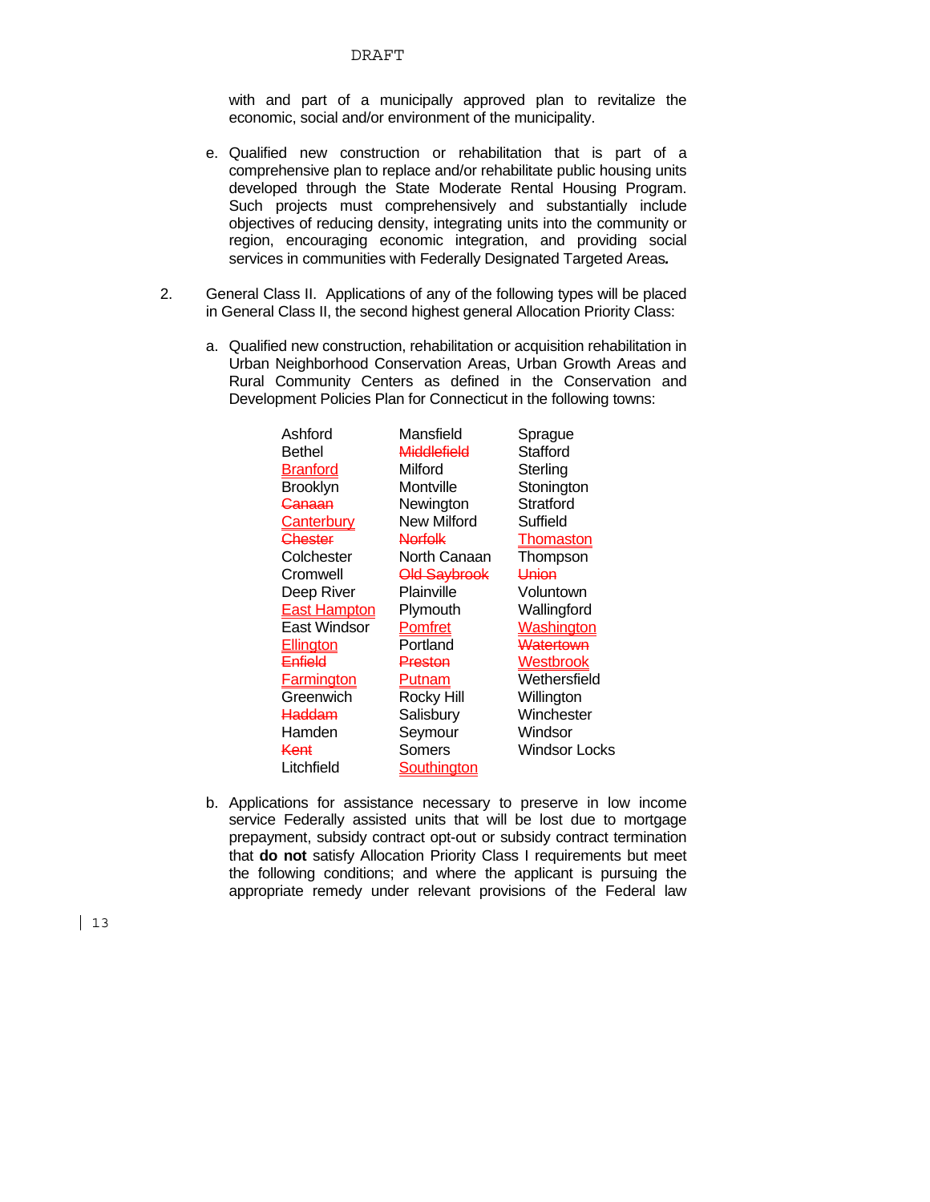with and part of a municipally approved plan to revitalize the economic, social and/or environment of the municipality.

e. Qualified new construction or rehabilitation that is part of a comprehensive plan to replace and/or rehabilitate public housing units developed through the State Moderate Rental Housing Program. Such projects must comprehensively and substantially include objectives of reducing density, integrating units into the community or region, encouraging economic integration, and providing social services in communities with Federally Designated Targeted Areas**.**

2. General Class II. Applications of any of the following types will be placed in General Class II, the second highest general Allocation Priority Class:

a. Qualified new construction, rehabilitation or acquisition rehabilitation in Urban Neighborhood Conservation Areas, Urban Growth Areas and Rural Community Centers as defined in the Conservation and Development Policies Plan for Connecticut in the following towns:

| | | |
|---|---|---|
| Ashford | Mansfield | Sprague |
| Bethel | ~~Middlefield~~ | Stafford |
| <u>Branford</u> | Milford | Sterling |
| Brooklyn | Montville | Stonington |
| ~~Canaan~~ | Newington | Stratford |
| <u>Canterbury</u> | New Milford | Suffield |
| ~~Chester~~ | ~~Norfolk~~ | <u>Thomaston</u> |
| Colchester | North Canaan | Thompson |
| Cromwell | ~~Old Saybrook~~ | ~~Union~~ |
| Deep River | Plainville | Voluntown |
| <u>East Hampton</u> | Plymouth | Wallingford |
| East Windsor | <u>Pomfret</u> | <u>Washington</u> |
| <u>Ellington</u> | Portland | ~~Watertown~~ |
| ~~Enfield~~ | ~~Preston~~ | <u>Westbrook</u> |
| <u>Farmington</u> | <u>Putnam</u> | Wethersfield |
| Greenwich | Rocky Hill | Willington |
| ~~Haddam~~ | Salisbury | Winchester |
| Hamden | Seymour | Windsor |
| ~~Kent~~ | Somers | Windsor Locks |
| Litchfield | <u>Southington</u> | |

b. Applications for assistance necessary to preserve in low income service Federally assisted units that will be lost due to mortgage prepayment, subsidy contract opt-out or subsidy contract termination that **do not** satisfy Allocation Priority Class I requirements but meet the following conditions; and where the applicant is pursuing the appropriate remedy under relevant provisions of the Federal law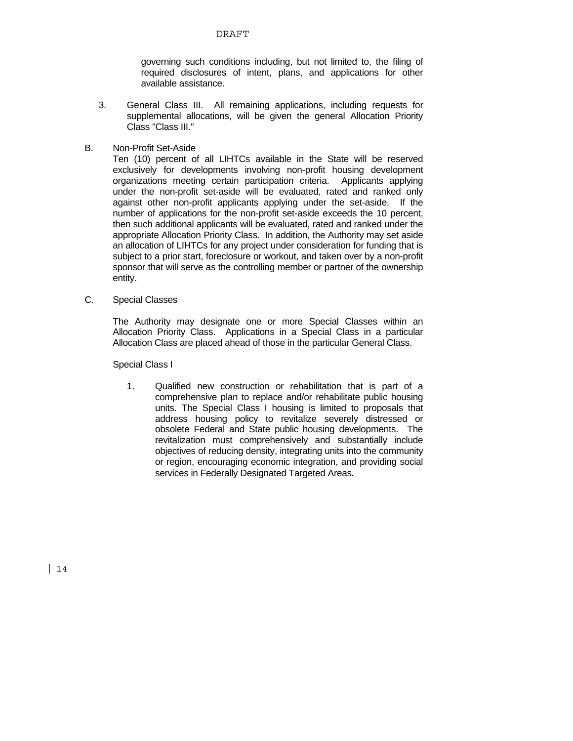governing such conditions including, but not limited to, the filing of required disclosures of intent, plans, and applications for other available assistance.

3. General Class III. All remaining applications, including requests for supplemental allocations, will be given the general Allocation Priority Class "Class III."

B. Non-Profit Set-Aside

Ten (10) percent of all LIHTCs available in the State will be reserved exclusively for developments involving non-profit housing development organizations meeting certain participation criteria. Applicants applying under the non-profit set-aside will be evaluated, rated and ranked only against other non-profit applicants applying under the set-aside. If the number of applications for the non-profit set-aside exceeds the 10 percent, then such additional applicants will be evaluated, rated and ranked under the appropriate Allocation Priority Class. In addition, the Authority may set aside an allocation of LIHTCs for any project under consideration for funding that is subject to a prior start, foreclosure or workout, and taken over by a non-profit sponsor that will serve as the controlling member or partner of the ownership entity.

C. Special Classes

The Authority may designate one or more Special Classes within an Allocation Priority Class. Applications in a Special Class in a particular Allocation Class are placed ahead of those in the particular General Class.

Special Class I

1. Qualified new construction or rehabilitation that is part of a comprehensive plan to replace and/or rehabilitate public housing units. The Special Class I housing is limited to proposals that address housing policy to revitalize severely distressed or obsolete Federal and State public housing developments. The revitalization must comprehensively and substantially include objectives of reducing density, integrating units into the community or region, encouraging economic integration, and providing social services in Federally Designated Targeted Areas.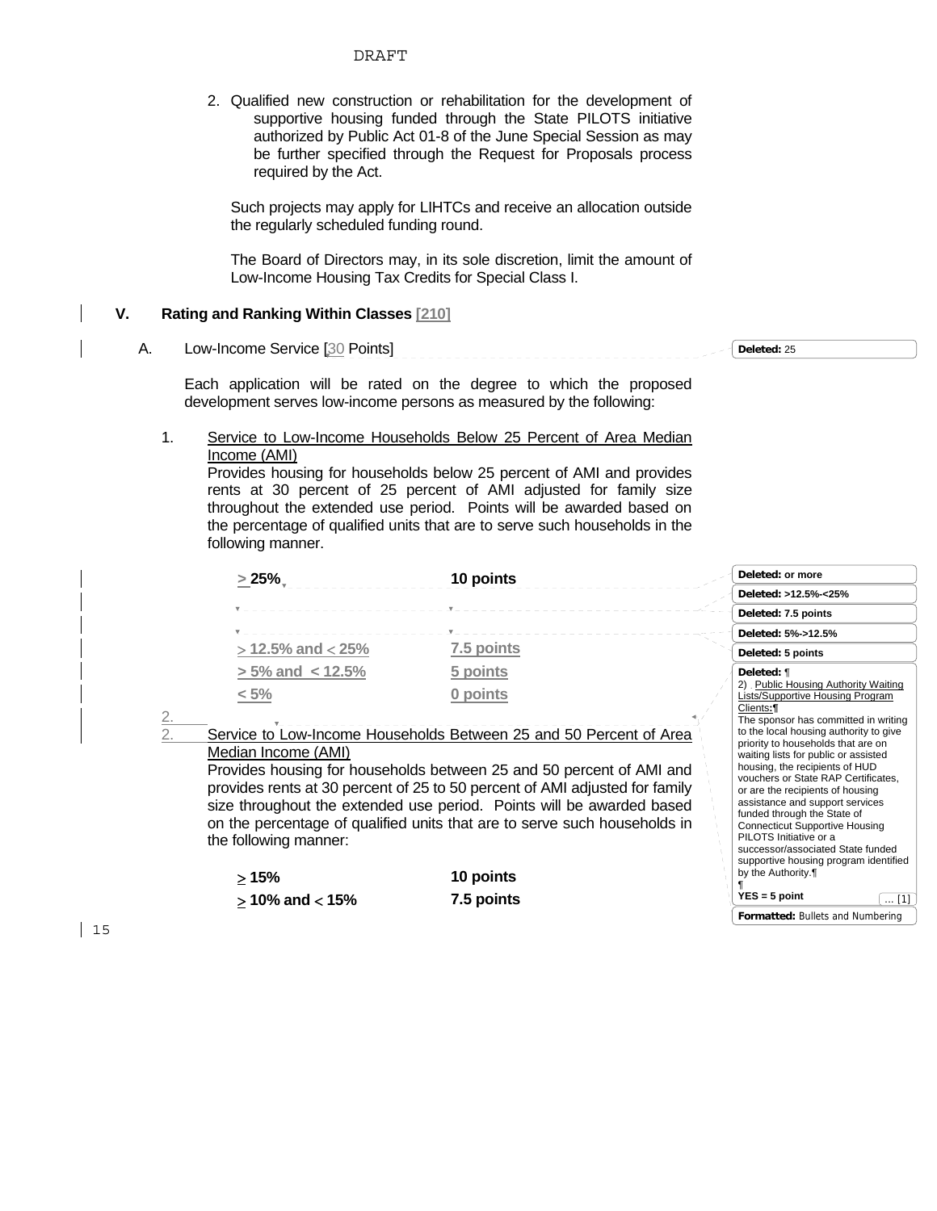DRAFT

2. Qualified new construction or rehabilitation for the development of supportive housing funded through the State PILOTS initiative authorized by Public Act 01-8 of the June Special Session as may be further specified through the Request for Proposals process required by the Act.

Such projects may apply for LIHTCs and receive an allocation outside the regularly scheduled funding round.

The Board of Directors may, in its sole discretion, limit the amount of Low-Income Housing Tax Credits for Special Class I.

## V. Rating and Ranking Within Classes [210]

### A. Low-Income Service [30 Points]

Each application will be rated on the degree to which the proposed development serves low-income persons as measured by the following:

1. Service to Low-Income Households Below 25 Percent of Area Median Income (AMI)
   Provides housing for households below 25 percent of AMI and provides rents at 30 percent of 25 percent of AMI adjusted for family size throughout the extended use period. Points will be awarded based on the percentage of qualified units that are to serve such households in the following manner.

| | |
|---|---|
| **≥ 25%** | **10 points** |
| **≥ 12.5% and < 25%** | **7.5 points** |
| **≥ 5% and < 12.5%** | **5 points** |
| **< 5%** | **0 points** |

2. Service to Low-Income Households Between 25 and 50 Percent of Area Median Income (AMI)
   Provides housing for households between 25 and 50 percent of AMI and provides rents at 30 percent of 25 to 50 percent of AMI adjusted for family size throughout the extended use period. Points will be awarded based on the percentage of qualified units that are to serve such households in the following manner:

| | |
|---|---|
| **≥ 15%** | **10 points** |
| **≥ 10% and < 15%** | **7.5 points** |

Deleted: 25

Deleted: or more

Deleted: >12.5%-<25%

Deleted: 7.5 points

Deleted: 5%->12.5%

Deleted: 5 points

Deleted:
2) Public Housing Authority Waiting Lists/Supportive Housing Program Clients:
The sponsor has committed in writing to the local housing authority to give priority to households that are on waiting lists for public or assisted housing, the recipients of HUD vouchers or State RAP Certificates, or are the recipients of housing assistance and support services funded through the State of Connecticut Supportive Housing PILOTS Initiative or a successor/associated State funded supportive housing program identified by the Authority.

YES = 5 point ... [1]

Formatted: Bullets and Numbering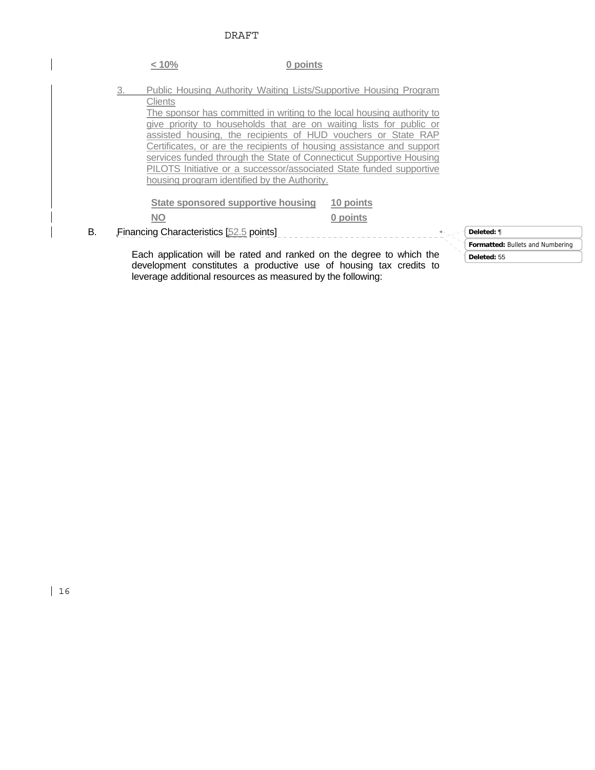| | |
|---|---|
| **< 10%** | **0 points** |

3. Public Housing Authority Waiting Lists/Supportive Housing Program Clients
   The sponsor has committed in writing to the local housing authority to give priority to households that are on waiting lists for public or assisted housing, the recipients of HUD vouchers or State RAP Certificates, or are the recipients of housing assistance and support services funded through the State of Connecticut Supportive Housing PILOTS Initiative or a successor/associated State funded supportive housing program identified by the Authority.

| | |
|---|---|
| **State sponsored supportive housing** | **10 points** |
| **NO** | **0 points** |

B. Financing Characteristics [52.5 points]

Each application will be rated and ranked on the degree to which the development constitutes a productive use of housing tax credits to leverage additional resources as measured by the following: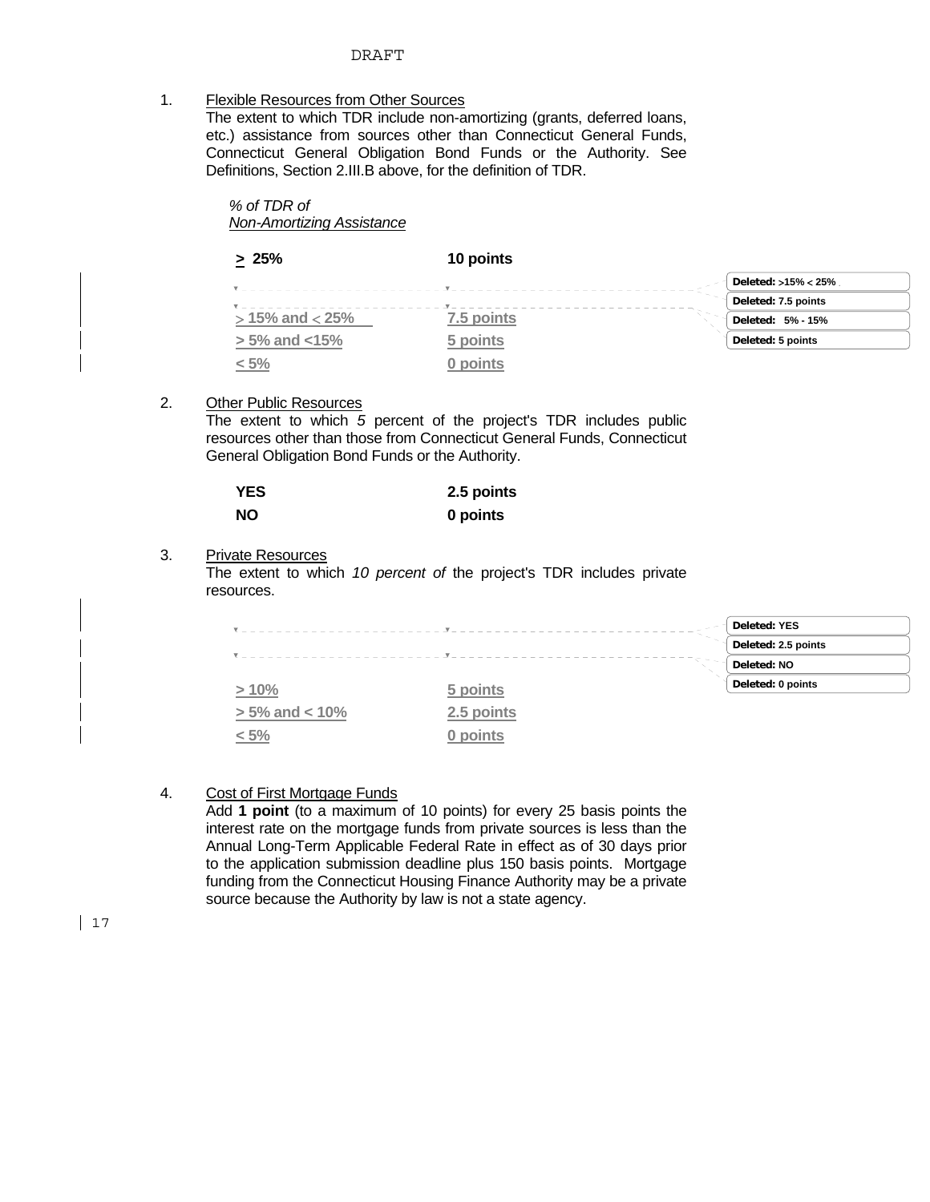1. Flexible Resources from Other Sources

   The extent to which TDR include non-amortizing (grants, deferred loans, etc.) assistance from sources other than Connecticut General Funds, Connecticut General Obligation Bond Funds or the Authority. See Definitions, Section 2.III.B above, for the definition of TDR.

   *% of TDR of*
   *Non-Amortizing Assistance*

| | |
|---|---|
| **> 25%** | **10 points** |
| **> 15% and < 25%** | **7.5 points** |
| **> 5% and <15%** | **5 points** |
| **< 5%** | **0 points** |

Deleted: >15% < 25%
Deleted: 7.5 points
Deleted: 5% - 15%
Deleted: 5 points

2. Other Public Resources

   The extent to which *5* percent of the project's TDR includes public resources other than those from Connecticut General Funds, Connecticut General Obligation Bond Funds or the Authority.

| | |
|---|---|
| **YES** | **2.5 points** |
| **NO** | **0 points** |

3. Private Resources

   The extent to which *10 percent of* the project's TDR includes private resources.

| | |
|---|---|
| **> 10%** | **5 points** |
| **> 5% and < 10%** | **2.5 points** |
| **< 5%** | **0 points** |

Deleted: YES
Deleted: 2.5 points
Deleted: NO
Deleted: 0 points

4. Cost of First Mortgage Funds

   Add **1 point** (to a maximum of 10 points) for every 25 basis points the interest rate on the mortgage funds from private sources is less than the Annual Long-Term Applicable Federal Rate in effect as of 30 days prior to the application submission deadline plus 150 basis points. Mortgage funding from the Connecticut Housing Finance Authority may be a private source because the Authority by law is not a state agency.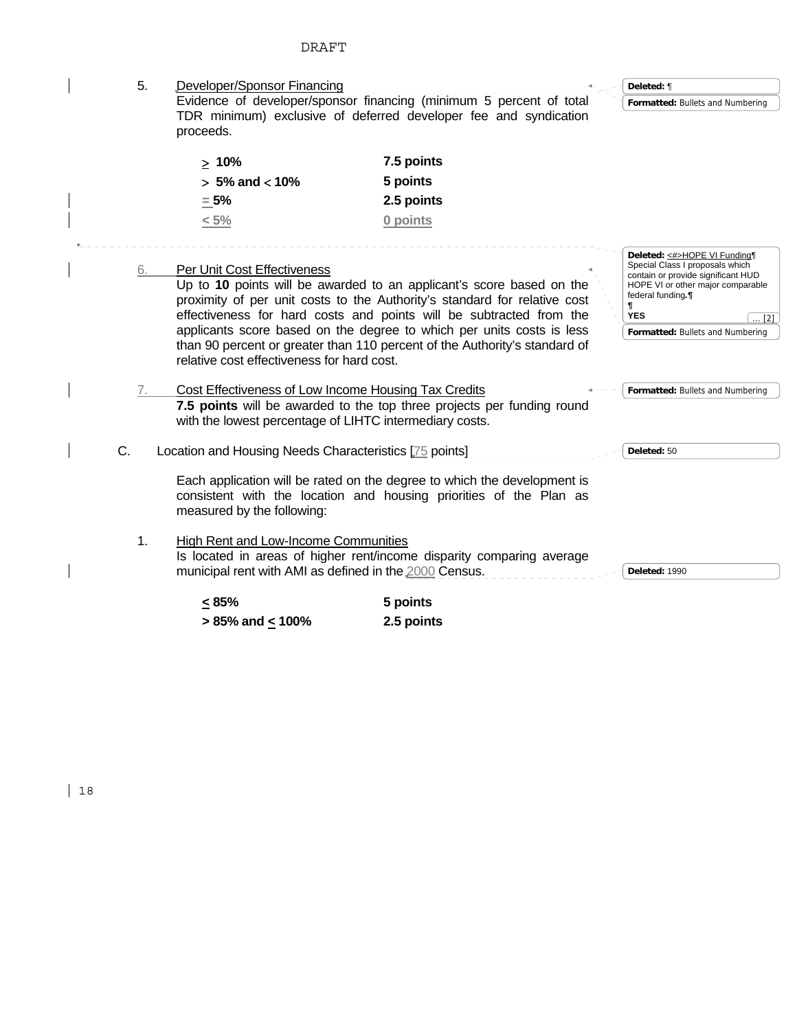DRAFT

5. Developer/Sponsor Financing
   Evidence of developer/sponsor financing (minimum 5 percent of total TDR minimum) exclusive of deferred developer fee and syndication proceeds.

| | |
|---|---|
| **≥ 10%** | **7.5 points** |
| **> 5% and < 10%** | **5 points** |
| **= 5%** | **2.5 points** |
| **< 5%** | **0 points** |

6. Per Unit Cost Effectiveness
   Up to **10** points will be awarded to an applicant's score based on the proximity of per unit costs to the Authority's standard for relative cost effectiveness for hard costs and points will be subtracted from the applicants score based on the degree to which per units costs is less than 90 percent or greater than 110 percent of the Authority's standard of relative cost effectiveness for hard cost.

7. Cost Effectiveness of Low Income Housing Tax Credits
   **7.5 points** will be awarded to the top three projects per funding round with the lowest percentage of LIHTC intermediary costs.

C. Location and Housing Needs Characteristics [75 points]

Each application will be rated on the degree to which the development is consistent with the location and housing priorities of the Plan as measured by the following:

1. High Rent and Low-Income Communities
   Is located in areas of higher rent/income disparity comparing average municipal rent with AMI as defined in the 2000 Census.

| | |
|---|---|
| **≤ 85%** | **5 points** |
| **> 85% and ≤ 100%** | **2.5 points** |

Deleted: ¶

Formatted: Bullets and Numbering

Deleted: <#>HOPE VI Funding¶
Special Class I proposals which contain or provide significant HUD HOPE VI or other major comparable federal funding.¶
¶
YES ... [2]

Formatted: Bullets and Numbering

Formatted: Bullets and Numbering

Deleted: 50

Deleted: 1990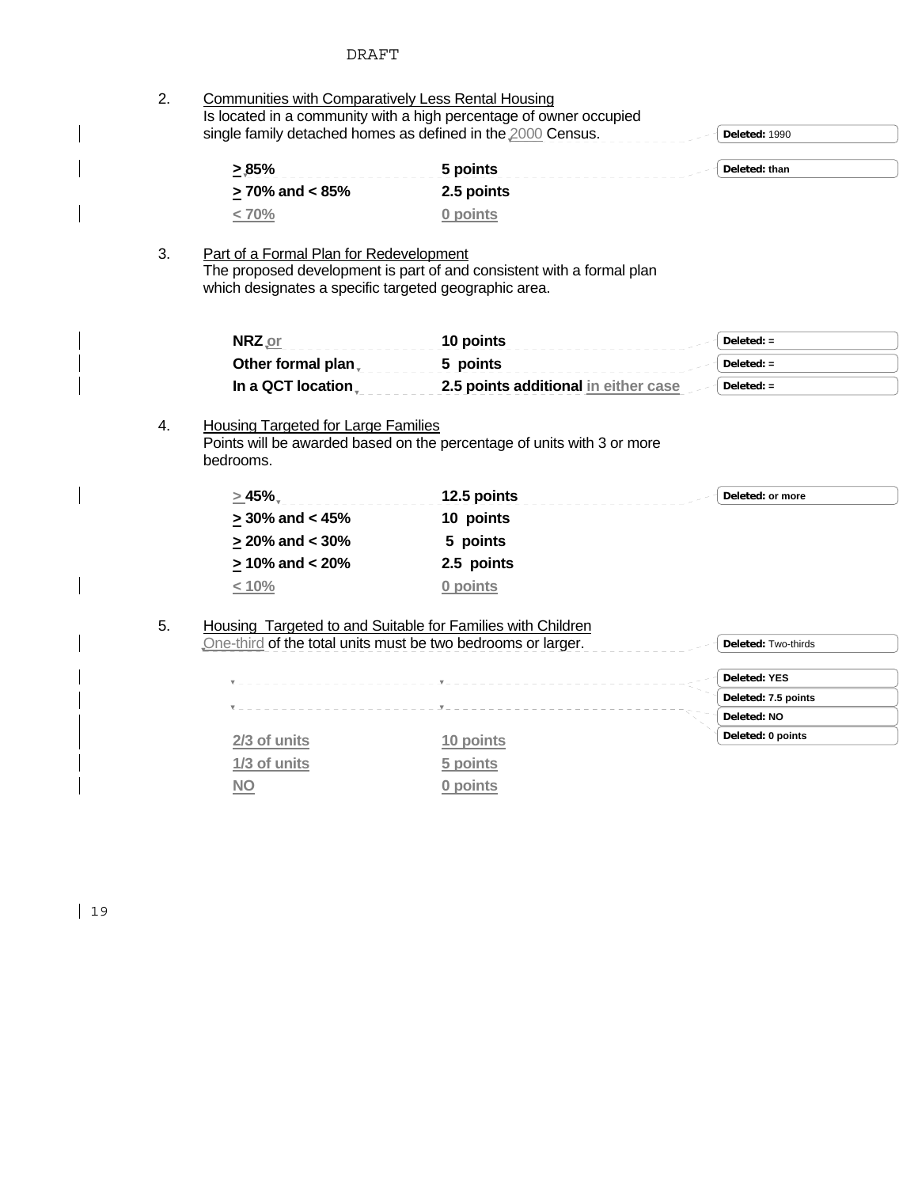DRAFT

2. Communities with Comparatively Less Rental Housing
   Is located in a community with a high percentage of owner occupied single family detached homes as defined in the 2000 Census.

| | |
|---|---|
| **≥ 85%** | **5 points** |
| **≥ 70% and < 85%** | **2.5 points** |
| < 70% | 0 points |

3. Part of a Formal Plan for Redevelopment
   The proposed development is part of and consistent with a formal plan which designates a specific targeted geographic area.

| | |
|---|---|
| **NRZ or** | **10 points** |
| **Other formal plan** | **5 points** |
| **In a QCT location** | **2.5 points additional in either case** |

4. Housing Targeted for Large Families
   Points will be awarded based on the percentage of units with 3 or more bedrooms.

| | |
|---|---|
| **≥ 45%** | **12.5 points** |
| **≥ 30% and < 45%** | **10 points** |
| **≥ 20% and < 30%** | **5 points** |
| **≥ 10% and < 20%** | **2.5 points** |
| < 10% | 0 points |

5. Housing Targeted to and Suitable for Families with Children
   One-third of the total units must be two bedrooms or larger.

| | |
|---|---|
| 2/3 of units | 10 points |
| 1/3 of units | 5 points |
| NO | 0 points |

Deleted: 1990
Deleted: than
Deleted: =
Deleted: =
Deleted: =
Deleted: or more
Deleted: Two-thirds
Deleted: YES
Deleted: 7.5 points
Deleted: NO
Deleted: 0 points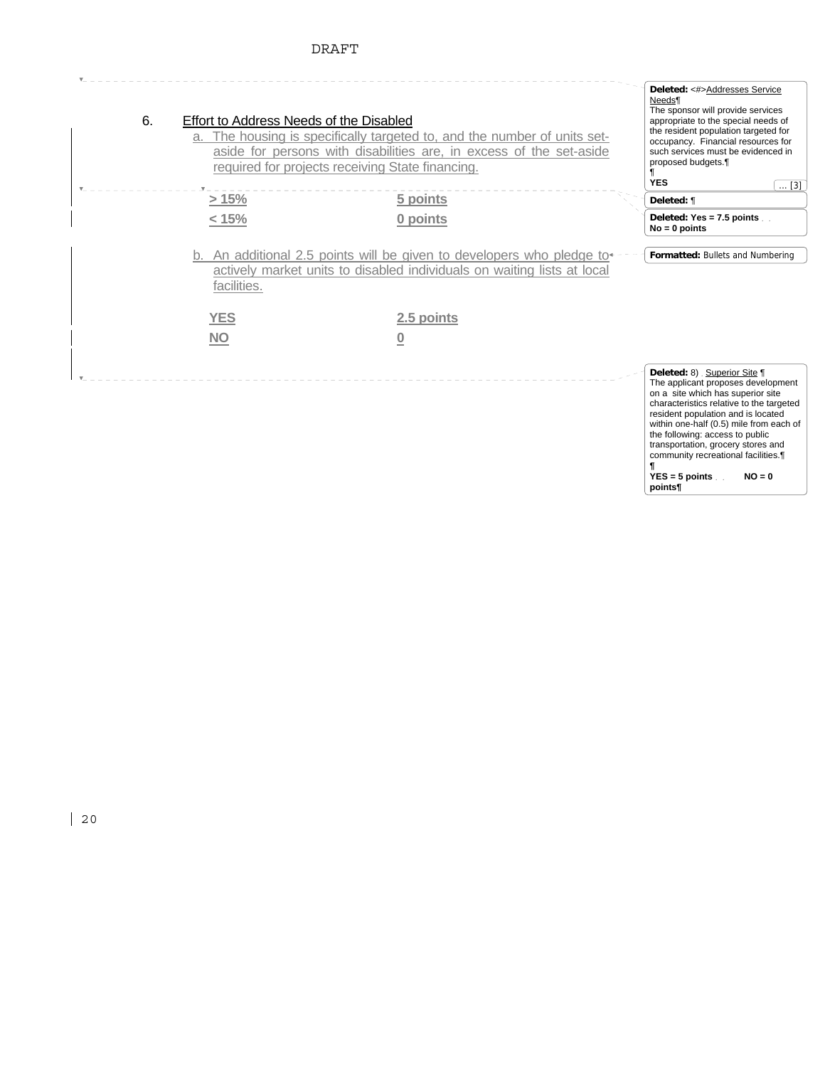6. Effort to Address Needs of the Disabled

a. The housing is specifically targeted to, and the number of units set-aside for persons with disabilities are, in excess of the set-aside required for projects receiving State financing.

| | |
|---|---|
| > 15% | 5 points |
| < 15% | 0 points |

b. An additional 2.5 points will be given to developers who pledge to actively market units to disabled individuals on waiting lists at local facilities.

| | |
|---|---|
| YES | 2.5 points |
| NO | 0 |

**Deleted:** <#>Addresses Service Needs¶
The sponsor will provide services appropriate to the special needs of the resident population targeted for occupancy. Financial resources for such services must be evidenced in proposed budgets.¶
¶
**YES** ... [3]

**Deleted:** ¶

**Deleted: Yes = 7.5 points**
**No = 0 points**

**Formatted:** Bullets and Numbering

**Deleted:** 8) Superior Site ¶
The applicant proposes development on a site which has superior site characteristics relative to the targeted resident population and is located within one-half (0.5) mile from each of the following: access to public transportation, grocery stores and community recreational facilities.¶
¶
**YES = 5 points NO = 0 points¶**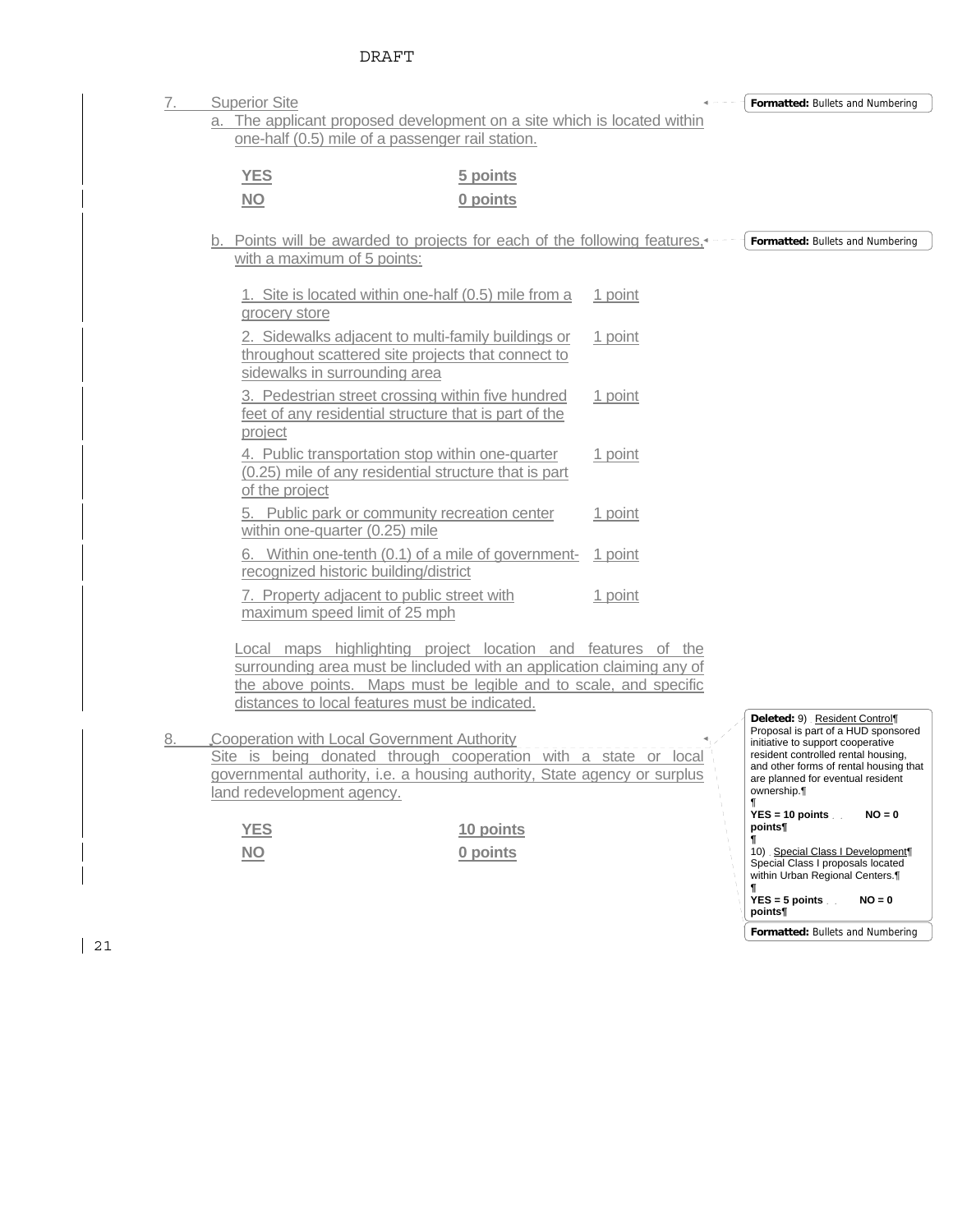7. Superior Site

a. The applicant proposed development on a site which is located within one-half (0.5) mile of a passenger rail station.

| | |
|---|---|
| **YES** | **5 points** |
| **NO** | **0 points** |

b. Points will be awarded to projects for each of the following features, with a maximum of 5 points:

| | |
|---|---|
| 1. Site is located within one-half (0.5) mile from a grocery store | 1 point |
| 2. Sidewalks adjacent to multi-family buildings or throughout scattered site projects that connect to sidewalks in surrounding area | 1 point |
| 3. Pedestrian street crossing within five hundred feet of any residential structure that is part of the project | 1 point |
| 4. Public transportation stop within one-quarter (0.25) mile of any residential structure that is part of the project | 1 point |
| 5. Public park or community recreation center within one-quarter (0.25) mile | 1 point |
| 6. Within one-tenth (0.1) of a mile of government-recognized historic building/district | 1 point |
| 7. Property adjacent to public street with maximum speed limit of 25 mph | 1 point |

Local maps highlighting project location and features of the surrounding area must be lincluded with an application claiming any of the above points. Maps must be legible and to scale, and specific distances to local features must be indicated.

8. Cooperation with Local Government Authority

Site is being donated through cooperation with a state or local governmental authority, i.e. a housing authority, State agency or surplus land redevelopment agency.

| | |
|---|---|
| **YES** | **10 points** |
| **NO** | **0 points** |

**Deleted:** 9) Resident Control
Proposal is part of a HUD sponsored initiative to support cooperative resident controlled rental housing, and other forms of rental housing that are planned for eventual resident ownership.

**YES = 10 points** **NO = 0 points**

10) Special Class I Development
Special Class I proposals located within Urban Regional Centers.

**YES = 5 points** **NO = 0 points**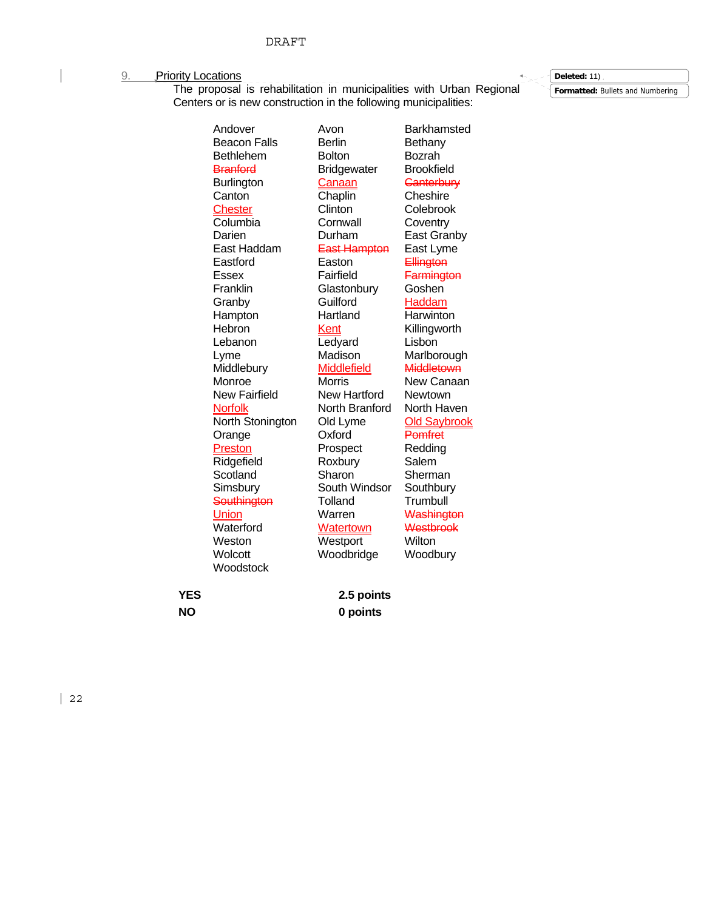DRAFT

9. Priority Locations

The proposal is rehabilitation in municipalities with Urban Regional Centers or is new construction in the following municipalities:

| | | |
|---|---|---|
| Andover | Avon | Barkhamsted |
| Beacon Falls | Berlin | Bethany |
| Bethlehem | Bolton | Bozrah |
| ~~Branford~~ | Bridgewater | Brookfield |
| Burlington | Canaan | ~~Canterbury~~ |
| Canton | Chaplin | Cheshire |
| Chester | Clinton | Colebrook |
| Columbia | Cornwall | Coventry |
| Darien | Durham | East Granby |
| East Haddam | ~~East Hampton~~ | East Lyme |
| Eastford | Easton | ~~Ellington~~ |
| Essex | Fairfield | ~~Farmington~~ |
| Franklin | Glastonbury | Goshen |
| Granby | Guilford | Haddam |
| Hampton | Hartland | Harwinton |
| Hebron | Kent | Killingworth |
| Lebanon | Ledyard | Lisbon |
| Lyme | Madison | Marlborough |
| Middlebury | Middlefield | ~~Middletown~~ |
| Monroe | Morris | New Canaan |
| New Fairfield | New Hartford | Newtown |
| Norfolk | North Branford | North Haven |
| North Stonington | Old Lyme | Old Saybrook |
| Orange | Oxford | ~~Pomfret~~ |
| Preston | Prospect | Redding |
| Ridgefield | Roxbury | Salem |
| Scotland | Sharon | Sherman |
| Simsbury | South Windsor | Southbury |
| ~~Southington~~ | Tolland | Trumbull |
| Union | Warren | ~~Washington~~ |
| Waterford | Watertown | ~~Westbrook~~ |
| Weston | Westport | Wilton |
| Wolcott | Woodbridge | Woodbury |
| Woodstock | | |

**YES** **2.5 points**

**NO** **0 points**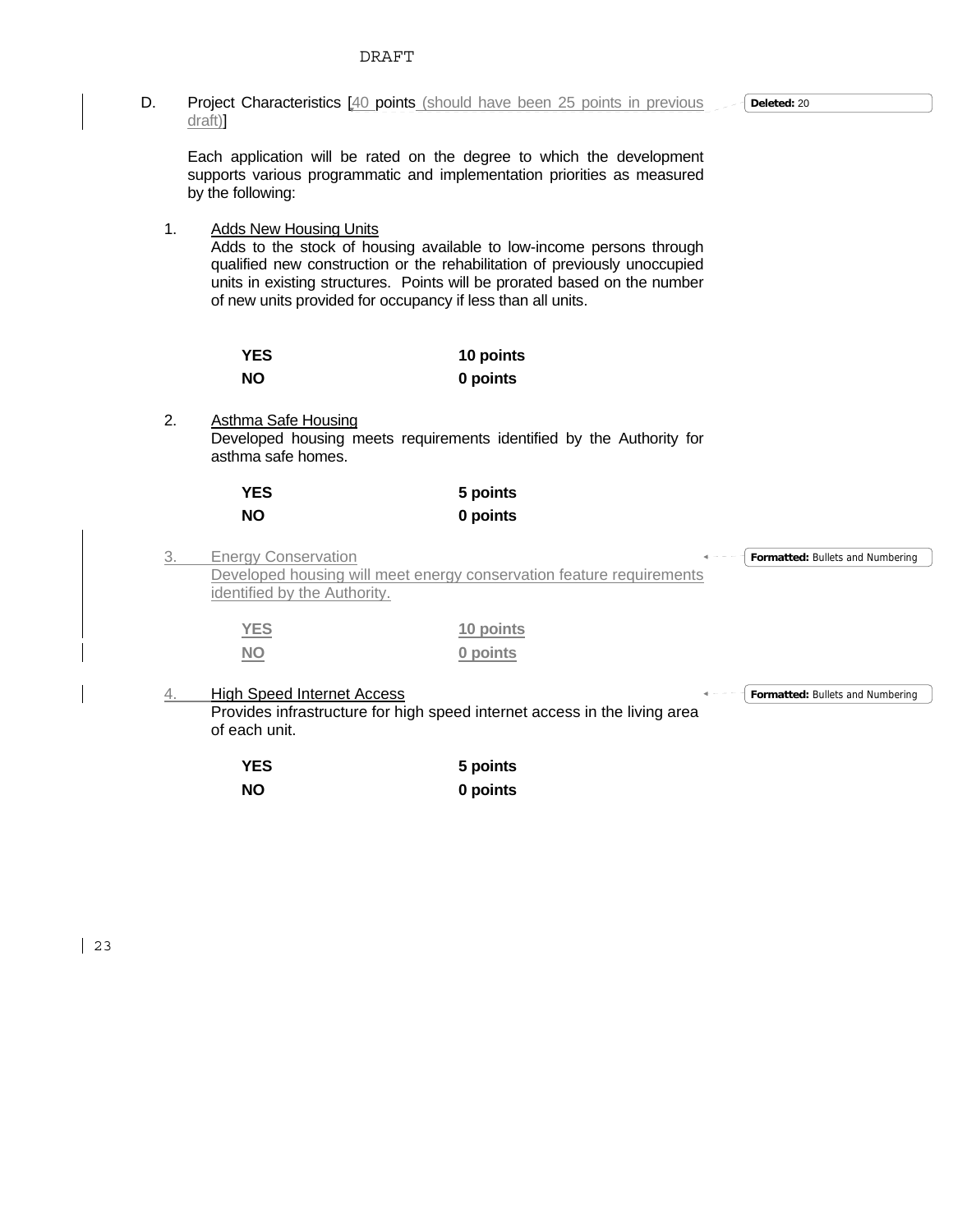DRAFT

D. Project Characteristics [40 points (should have been 25 points in previous draft)]

Each application will be rated on the degree to which the development supports various programmatic and implementation priorities as measured by the following:

1. Adds New Housing Units
   Adds to the stock of housing available to low-income persons through qualified new construction or the rehabilitation of previously unoccupied units in existing structures. Points will be prorated based on the number of new units provided for occupancy if less than all units.

| | |
|---|---|
| **YES** | **10 points** |
| **NO** | **0 points** |

2. Asthma Safe Housing
   Developed housing meets requirements identified by the Authority for asthma safe homes.

| | |
|---|---|
| **YES** | **5 points** |
| **NO** | **0 points** |

3. Energy Conservation
   Developed housing will meet energy conservation feature requirements identified by the Authority.

| | |
|---|---|
| **YES** | **10 points** |
| **NO** | **0 points** |

4. High Speed Internet Access
   Provides infrastructure for high speed internet access in the living area of each unit.

| | |
|---|---|
| **YES** | **5 points** |
| **NO** | **0 points** |

Deleted: 20

Formatted: Bullets and Numbering

Formatted: Bullets and Numbering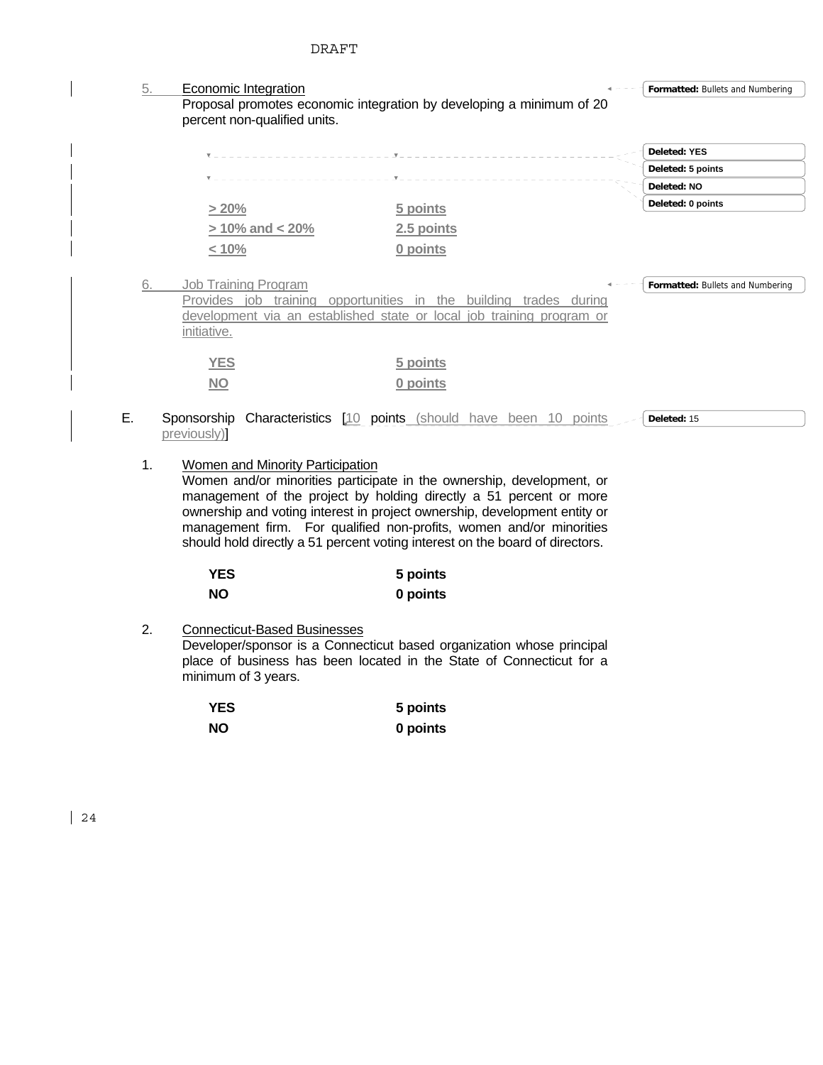5. Economic Integration
Proposal promotes economic integration by developing a minimum of 20 percent non-qualified units.

| | |
|---|---|
| **> 20%** | **5 points** |
| **> 10% and < 20%** | **2.5 points** |
| **< 10%** | **0 points** |

6. Job Training Program
Provides job training opportunities in the building trades during development via an established state or local job training program or initiative.

| | |
|---|---|
| **YES** | **5 points** |
| **NO** | **0 points** |

E. Sponsorship Characteristics [10 points (should have been 10 points previously)]

1. Women and Minority Participation
Women and/or minorities participate in the ownership, development, or management of the project by holding directly a 51 percent or more ownership and voting interest in project ownership, development entity or management firm. For qualified non-profits, women and/or minorities should hold directly a 51 percent voting interest on the board of directors.

| | |
|---|---|
| **YES** | **5 points** |
| **NO** | **0 points** |

2. Connecticut-Based Businesses
Developer/sponsor is a Connecticut based organization whose principal place of business has been located in the State of Connecticut for a minimum of 3 years.

| | |
|---|---|
| **YES** | **5 points** |
| **NO** | **0 points** |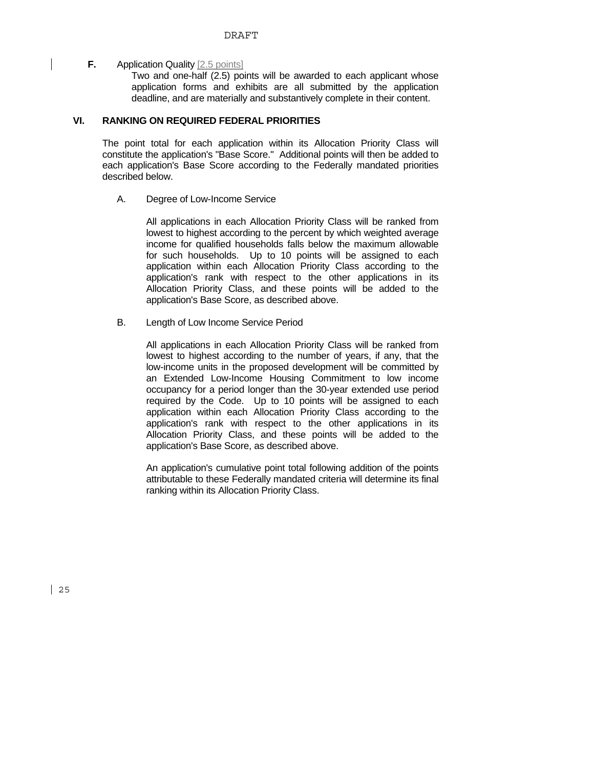**F.** Application Quality [2.5 points]

Two and one-half (2.5) points will be awarded to each applicant whose application forms and exhibits are all submitted by the application deadline, and are materially and substantively complete in their content.

## VI. RANKING ON REQUIRED FEDERAL PRIORITIES

The point total for each application within its Allocation Priority Class will constitute the application's "Base Score." Additional points will then be added to each application's Base Score according to the Federally mandated priorities described below.

A. Degree of Low-Income Service

All applications in each Allocation Priority Class will be ranked from lowest to highest according to the percent by which weighted average income for qualified households falls below the maximum allowable for such households. Up to 10 points will be assigned to each application within each Allocation Priority Class according to the application's rank with respect to the other applications in its Allocation Priority Class, and these points will be added to the application's Base Score, as described above.

B. Length of Low Income Service Period

All applications in each Allocation Priority Class will be ranked from lowest to highest according to the number of years, if any, that the low-income units in the proposed development will be committed by an Extended Low-Income Housing Commitment to low income occupancy for a period longer than the 30-year extended use period required by the Code. Up to 10 points will be assigned to each application within each Allocation Priority Class according to the application's rank with respect to the other applications in its Allocation Priority Class, and these points will be added to the application's Base Score, as described above.

An application's cumulative point total following addition of the points attributable to these Federally mandated criteria will determine its final ranking within its Allocation Priority Class.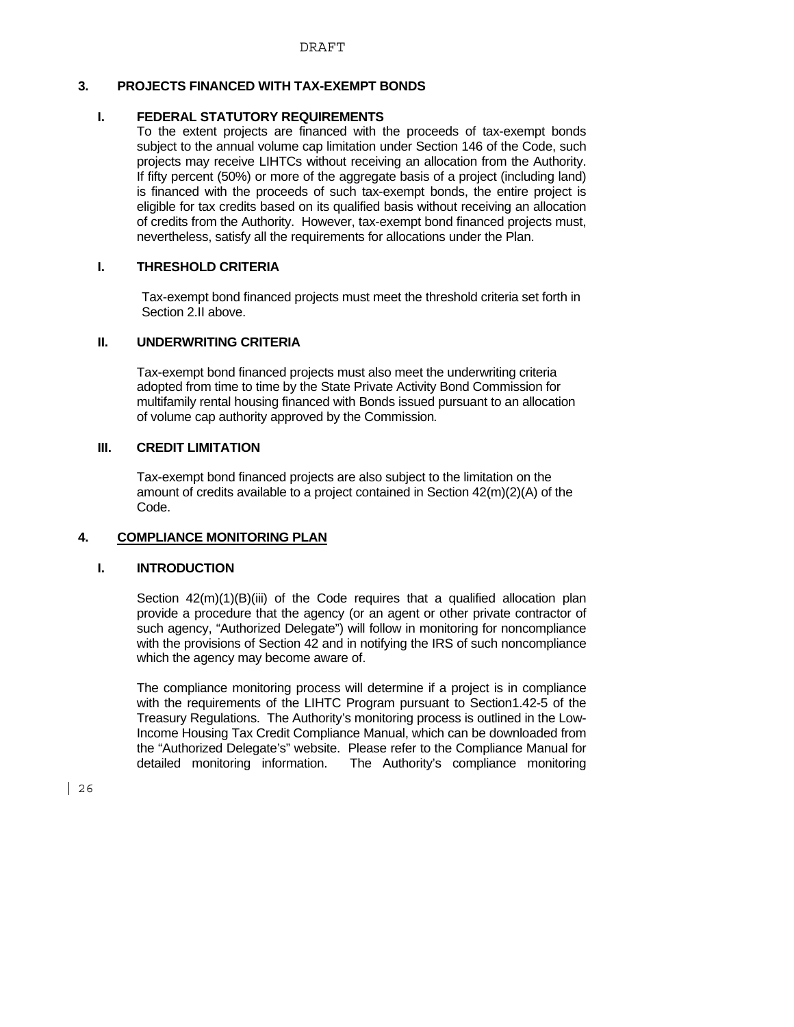## 3. PROJECTS FINANCED WITH TAX-EXEMPT BONDS

### I. FEDERAL STATUTORY REQUIREMENTS

To the extent projects are financed with the proceeds of tax-exempt bonds subject to the annual volume cap limitation under Section 146 of the Code, such projects may receive LIHTCs without receiving an allocation from the Authority. If fifty percent (50%) or more of the aggregate basis of a project (including land) is financed with the proceeds of such tax-exempt bonds, the entire project is eligible for tax credits based on its qualified basis without receiving an allocation of credits from the Authority. However, tax-exempt bond financed projects must, nevertheless, satisfy all the requirements for allocations under the Plan.

### I. THRESHOLD CRITERIA

Tax-exempt bond financed projects must meet the threshold criteria set forth in Section 2.II above.

### II. UNDERWRITING CRITERIA

Tax-exempt bond financed projects must also meet the underwriting criteria adopted from time to time by the State Private Activity Bond Commission for multifamily rental housing financed with Bonds issued pursuant to an allocation of volume cap authority approved by the Commission*.*

### III. CREDIT LIMITATION

Tax-exempt bond financed projects are also subject to the limitation on the amount of credits available to a project contained in Section 42(m)(2)(A) of the Code.

## 4. <u>COMPLIANCE MONITORING PLAN</u>

### I. INTRODUCTION

Section 42(m)(1)(B)(iii) of the Code requires that a qualified allocation plan provide a procedure that the agency (or an agent or other private contractor of such agency, "Authorized Delegate") will follow in monitoring for noncompliance with the provisions of Section 42 and in notifying the IRS of such noncompliance which the agency may become aware of.

The compliance monitoring process will determine if a project is in compliance with the requirements of the LIHTC Program pursuant to Section1.42-5 of the Treasury Regulations. The Authority's monitoring process is outlined in the Low-Income Housing Tax Credit Compliance Manual, which can be downloaded from the "Authorized Delegate's" website. Please refer to the Compliance Manual for detailed monitoring information. The Authority's compliance monitoring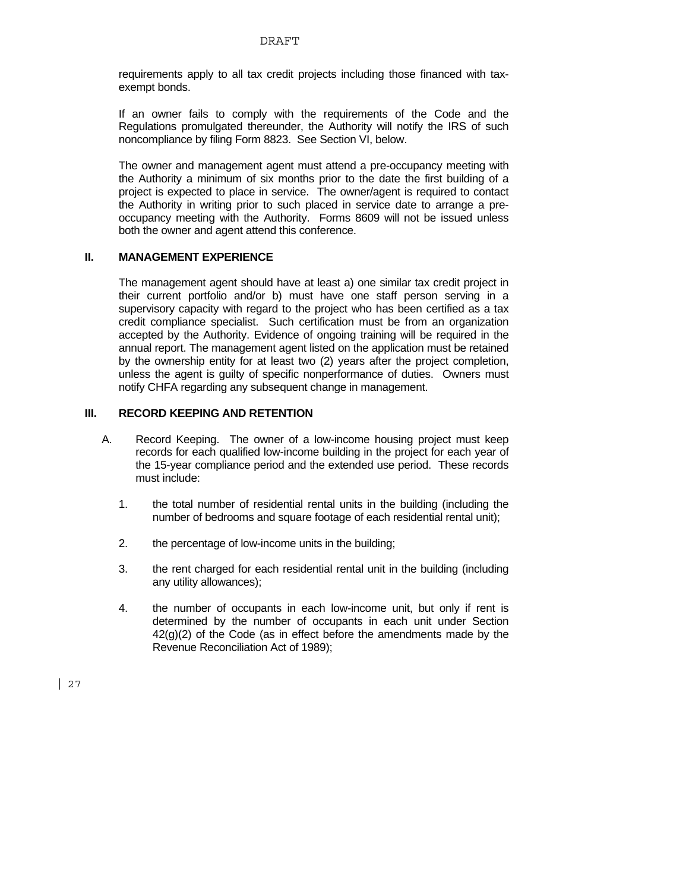requirements apply to all tax credit projects including those financed with tax-exempt bonds.

If an owner fails to comply with the requirements of the Code and the Regulations promulgated thereunder, the Authority will notify the IRS of such noncompliance by filing Form 8823. See Section VI, below.

The owner and management agent must attend a pre-occupancy meeting with the Authority a minimum of six months prior to the date the first building of a project is expected to place in service. The owner/agent is required to contact the Authority in writing prior to such placed in service date to arrange a pre-occupancy meeting with the Authority. Forms 8609 will not be issued unless both the owner and agent attend this conference.

## II. MANAGEMENT EXPERIENCE

The management agent should have at least a) one similar tax credit project in their current portfolio and/or b) must have one staff person serving in a supervisory capacity with regard to the project who has been certified as a tax credit compliance specialist. Such certification must be from an organization accepted by the Authority. Evidence of ongoing training will be required in the annual report. The management agent listed on the application must be retained by the ownership entity for at least two (2) years after the project completion, unless the agent is guilty of specific nonperformance of duties. Owners must notify CHFA regarding any subsequent change in management.

## III. RECORD KEEPING AND RETENTION

A. Record Keeping. The owner of a low-income housing project must keep records for each qualified low-income building in the project for each year of the 15-year compliance period and the extended use period. These records must include:

1. the total number of residential rental units in the building (including the number of bedrooms and square footage of each residential rental unit);

2. the percentage of low-income units in the building;

3. the rent charged for each residential rental unit in the building (including any utility allowances);

4. the number of occupants in each low-income unit, but only if rent is determined by the number of occupants in each unit under Section 42(g)(2) of the Code (as in effect before the amendments made by the Revenue Reconciliation Act of 1989);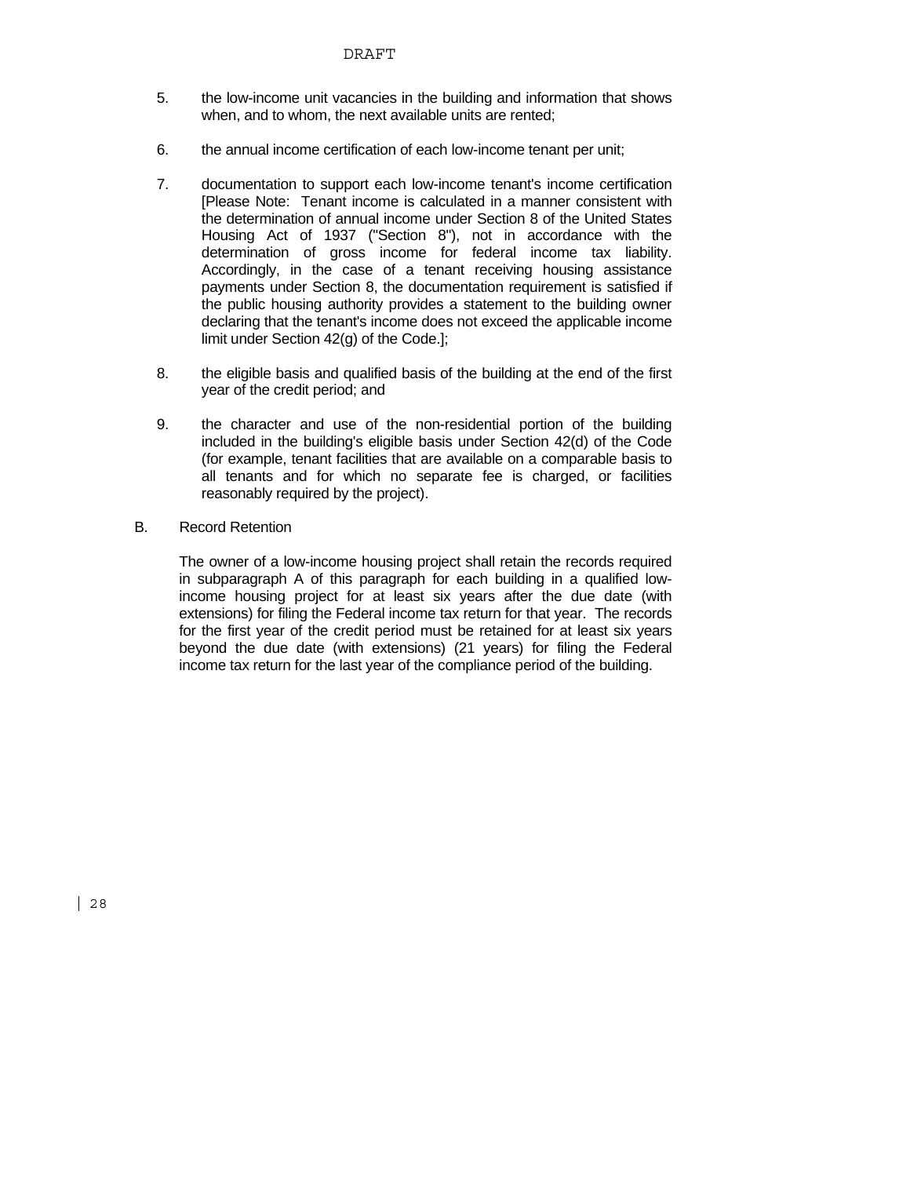5. the low-income unit vacancies in the building and information that shows when, and to whom, the next available units are rented;

6. the annual income certification of each low-income tenant per unit;

7. documentation to support each low-income tenant's income certification [Please Note: Tenant income is calculated in a manner consistent with the determination of annual income under Section 8 of the United States Housing Act of 1937 ("Section 8"), not in accordance with the determination of gross income for federal income tax liability. Accordingly, in the case of a tenant receiving housing assistance payments under Section 8, the documentation requirement is satisfied if the public housing authority provides a statement to the building owner declaring that the tenant's income does not exceed the applicable income limit under Section 42(g) of the Code.];

8. the eligible basis and qualified basis of the building at the end of the first year of the credit period; and

9. the character and use of the non-residential portion of the building included in the building's eligible basis under Section 42(d) of the Code (for example, tenant facilities that are available on a comparable basis to all tenants and for which no separate fee is charged, or facilities reasonably required by the project).

B. Record Retention

The owner of a low-income housing project shall retain the records required in subparagraph A of this paragraph for each building in a qualified low-income housing project for at least six years after the due date (with extensions) for filing the Federal income tax return for that year. The records for the first year of the credit period must be retained for at least six years beyond the due date (with extensions) (21 years) for filing the Federal income tax return for the last year of the compliance period of the building.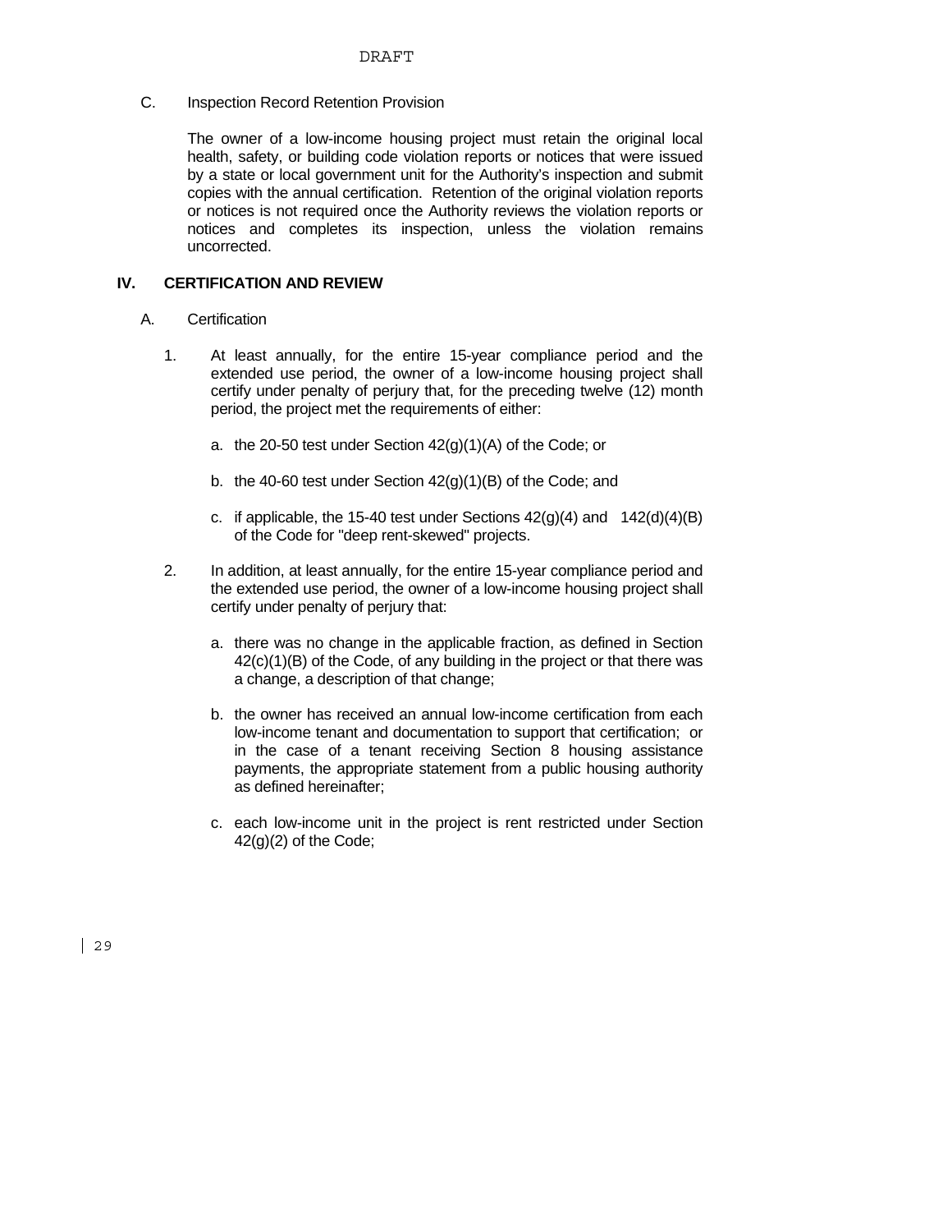C. Inspection Record Retention Provision

The owner of a low-income housing project must retain the original local health, safety, or building code violation reports or notices that were issued by a state or local government unit for the Authority's inspection and submit copies with the annual certification. Retention of the original violation reports or notices is not required once the Authority reviews the violation reports or notices and completes its inspection, unless the violation remains uncorrected.

## IV. CERTIFICATION AND REVIEW

A. Certification

1. At least annually, for the entire 15-year compliance period and the extended use period, the owner of a low-income housing project shall certify under penalty of perjury that, for the preceding twelve (12) month period, the project met the requirements of either:

   a. the 20-50 test under Section 42(g)(1)(A) of the Code; or

   b. the 40-60 test under Section 42(g)(1)(B) of the Code; and

   c. if applicable, the 15-40 test under Sections 42(g)(4) and 142(d)(4)(B) of the Code for "deep rent-skewed" projects.

2. In addition, at least annually, for the entire 15-year compliance period and the extended use period, the owner of a low-income housing project shall certify under penalty of perjury that:

   a. there was no change in the applicable fraction, as defined in Section 42(c)(1)(B) of the Code, of any building in the project or that there was a change, a description of that change;

   b. the owner has received an annual low-income certification from each low-income tenant and documentation to support that certification; or in the case of a tenant receiving Section 8 housing assistance payments, the appropriate statement from a public housing authority as defined hereinafter;

   c. each low-income unit in the project is rent restricted under Section 42(g)(2) of the Code;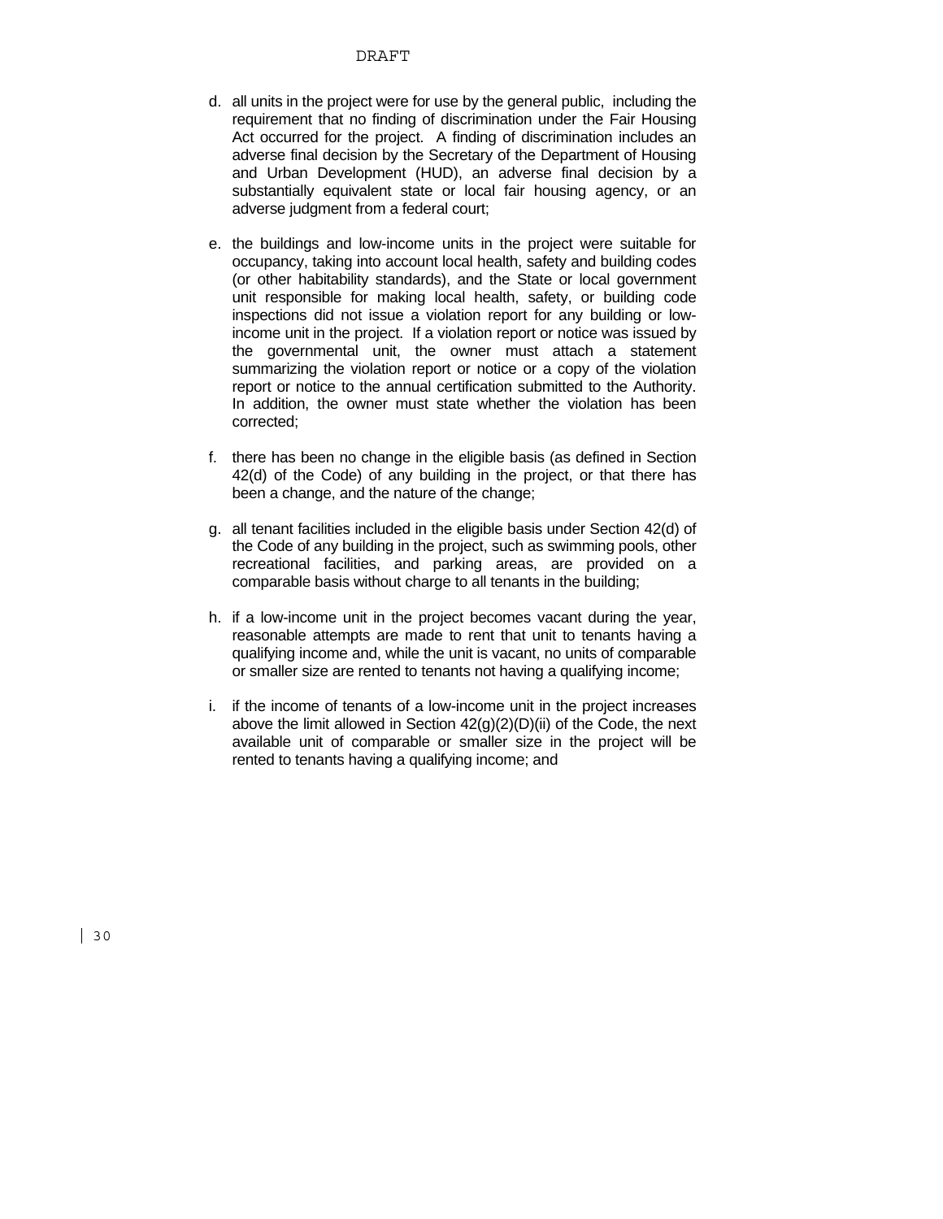d. all units in the project were for use by the general public, including the requirement that no finding of discrimination under the Fair Housing Act occurred for the project. A finding of discrimination includes an adverse final decision by the Secretary of the Department of Housing and Urban Development (HUD), an adverse final decision by a substantially equivalent state or local fair housing agency, or an adverse judgment from a federal court;

e. the buildings and low-income units in the project were suitable for occupancy, taking into account local health, safety and building codes (or other habitability standards), and the State or local government unit responsible for making local health, safety, or building code inspections did not issue a violation report for any building or low-income unit in the project. If a violation report or notice was issued by the governmental unit, the owner must attach a statement summarizing the violation report or notice or a copy of the violation report or notice to the annual certification submitted to the Authority. In addition, the owner must state whether the violation has been corrected;

f. there has been no change in the eligible basis (as defined in Section 42(d) of the Code) of any building in the project, or that there has been a change, and the nature of the change;

g. all tenant facilities included in the eligible basis under Section 42(d) of the Code of any building in the project, such as swimming pools, other recreational facilities, and parking areas, are provided on a comparable basis without charge to all tenants in the building;

h. if a low-income unit in the project becomes vacant during the year, reasonable attempts are made to rent that unit to tenants having a qualifying income and, while the unit is vacant, no units of comparable or smaller size are rented to tenants not having a qualifying income;

i. if the income of tenants of a low-income unit in the project increases above the limit allowed in Section 42(g)(2)(D)(ii) of the Code, the next available unit of comparable or smaller size in the project will be rented to tenants having a qualifying income; and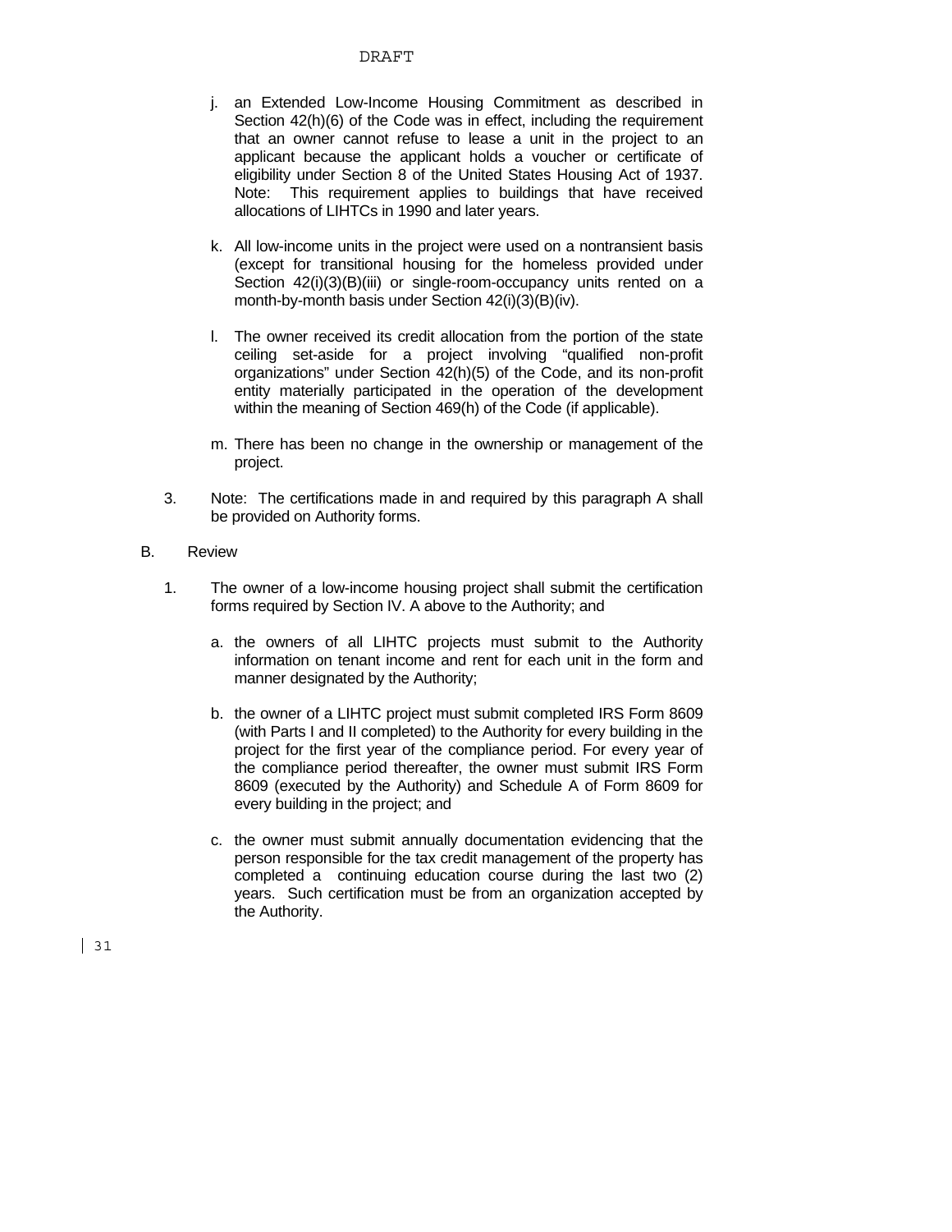j. an Extended Low-Income Housing Commitment as described in Section 42(h)(6) of the Code was in effect, including the requirement that an owner cannot refuse to lease a unit in the project to an applicant because the applicant holds a voucher or certificate of eligibility under Section 8 of the United States Housing Act of 1937. Note: This requirement applies to buildings that have received allocations of LIHTCs in 1990 and later years.

k. All low-income units in the project were used on a nontransient basis (except for transitional housing for the homeless provided under Section 42(i)(3)(B)(iii) or single-room-occupancy units rented on a month-by-month basis under Section 42(i)(3)(B)(iv).

l. The owner received its credit allocation from the portion of the state ceiling set-aside for a project involving "qualified non-profit organizations" under Section 42(h)(5) of the Code, and its non-profit entity materially participated in the operation of the development within the meaning of Section 469(h) of the Code (if applicable).

m. There has been no change in the ownership or management of the project.

3. Note: The certifications made in and required by this paragraph A shall be provided on Authority forms.

B. Review

1. The owner of a low-income housing project shall submit the certification forms required by Section IV. A above to the Authority; and

   a. the owners of all LIHTC projects must submit to the Authority information on tenant income and rent for each unit in the form and manner designated by the Authority;

   b. the owner of a LIHTC project must submit completed IRS Form 8609 (with Parts I and II completed) to the Authority for every building in the project for the first year of the compliance period. For every year of the compliance period thereafter, the owner must submit IRS Form 8609 (executed by the Authority) and Schedule A of Form 8609 for every building in the project; and

   c. the owner must submit annually documentation evidencing that the person responsible for the tax credit management of the property has completed a continuing education course during the last two (2) years. Such certification must be from an organization accepted by the Authority.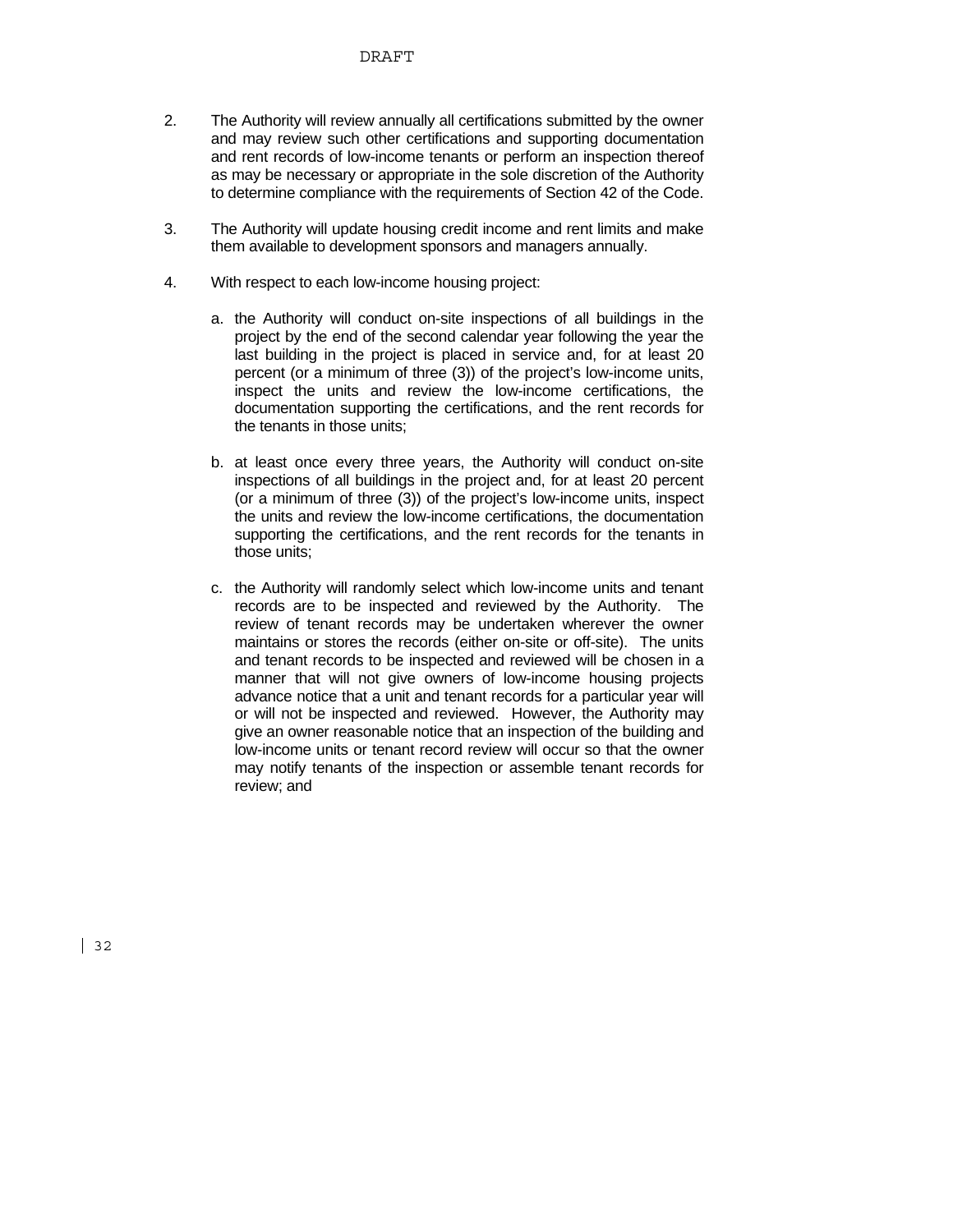2. The Authority will review annually all certifications submitted by the owner and may review such other certifications and supporting documentation and rent records of low-income tenants or perform an inspection thereof as may be necessary or appropriate in the sole discretion of the Authority to determine compliance with the requirements of Section 42 of the Code.

3. The Authority will update housing credit income and rent limits and make them available to development sponsors and managers annually.

4. With respect to each low-income housing project:

   a. the Authority will conduct on-site inspections of all buildings in the project by the end of the second calendar year following the year the last building in the project is placed in service and, for at least 20 percent (or a minimum of three (3)) of the project's low-income units, inspect the units and review the low-income certifications, the documentation supporting the certifications, and the rent records for the tenants in those units;

   b. at least once every three years, the Authority will conduct on-site inspections of all buildings in the project and, for at least 20 percent (or a minimum of three (3)) of the project's low-income units, inspect the units and review the low-income certifications, the documentation supporting the certifications, and the rent records for the tenants in those units;

   c. the Authority will randomly select which low-income units and tenant records are to be inspected and reviewed by the Authority. The review of tenant records may be undertaken wherever the owner maintains or stores the records (either on-site or off-site). The units and tenant records to be inspected and reviewed will be chosen in a manner that will not give owners of low-income housing projects advance notice that a unit and tenant records for a particular year will or will not be inspected and reviewed. However, the Authority may give an owner reasonable notice that an inspection of the building and low-income units or tenant record review will occur so that the owner may notify tenants of the inspection or assemble tenant records for review; and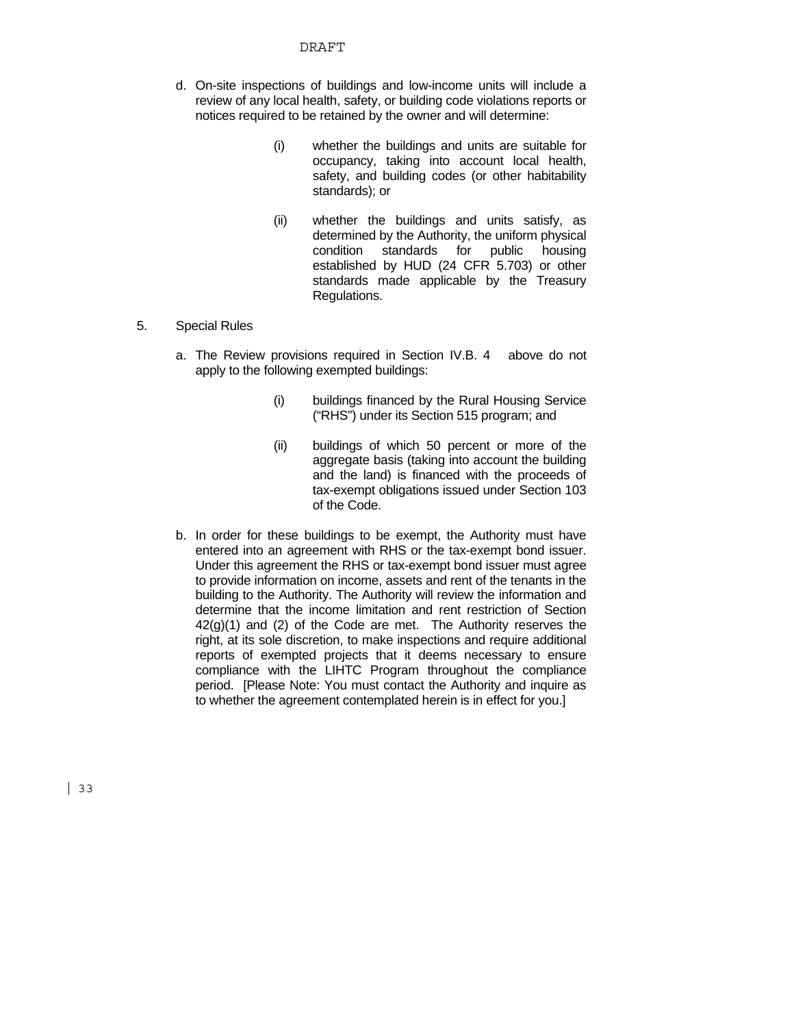d. On-site inspections of buildings and low-income units will include a review of any local health, safety, or building code violations reports or notices required to be retained by the owner and will determine:

   (i) whether the buildings and units are suitable for occupancy, taking into account local health, safety, and building codes (or other habitability standards); or

   (ii) whether the buildings and units satisfy, as determined by the Authority, the uniform physical condition standards for public housing established by HUD (24 CFR 5.703) or other standards made applicable by the Treasury Regulations.

5. Special Rules

   a. The Review provisions required in Section IV.B. 4 above do not apply to the following exempted buildings:

      (i) buildings financed by the Rural Housing Service ("RHS") under its Section 515 program; and

      (ii) buildings of which 50 percent or more of the aggregate basis (taking into account the building and the land) is financed with the proceeds of tax-exempt obligations issued under Section 103 of the Code.

   b. In order for these buildings to be exempt, the Authority must have entered into an agreement with RHS or the tax-exempt bond issuer. Under this agreement the RHS or tax-exempt bond issuer must agree to provide information on income, assets and rent of the tenants in the building to the Authority. The Authority will review the information and determine that the income limitation and rent restriction of Section 42(g)(1) and (2) of the Code are met. The Authority reserves the right, at its sole discretion, to make inspections and require additional reports of exempted projects that it deems necessary to ensure compliance with the LIHTC Program throughout the compliance period. [Please Note: You must contact the Authority and inquire as to whether the agreement contemplated herein is in effect for you.]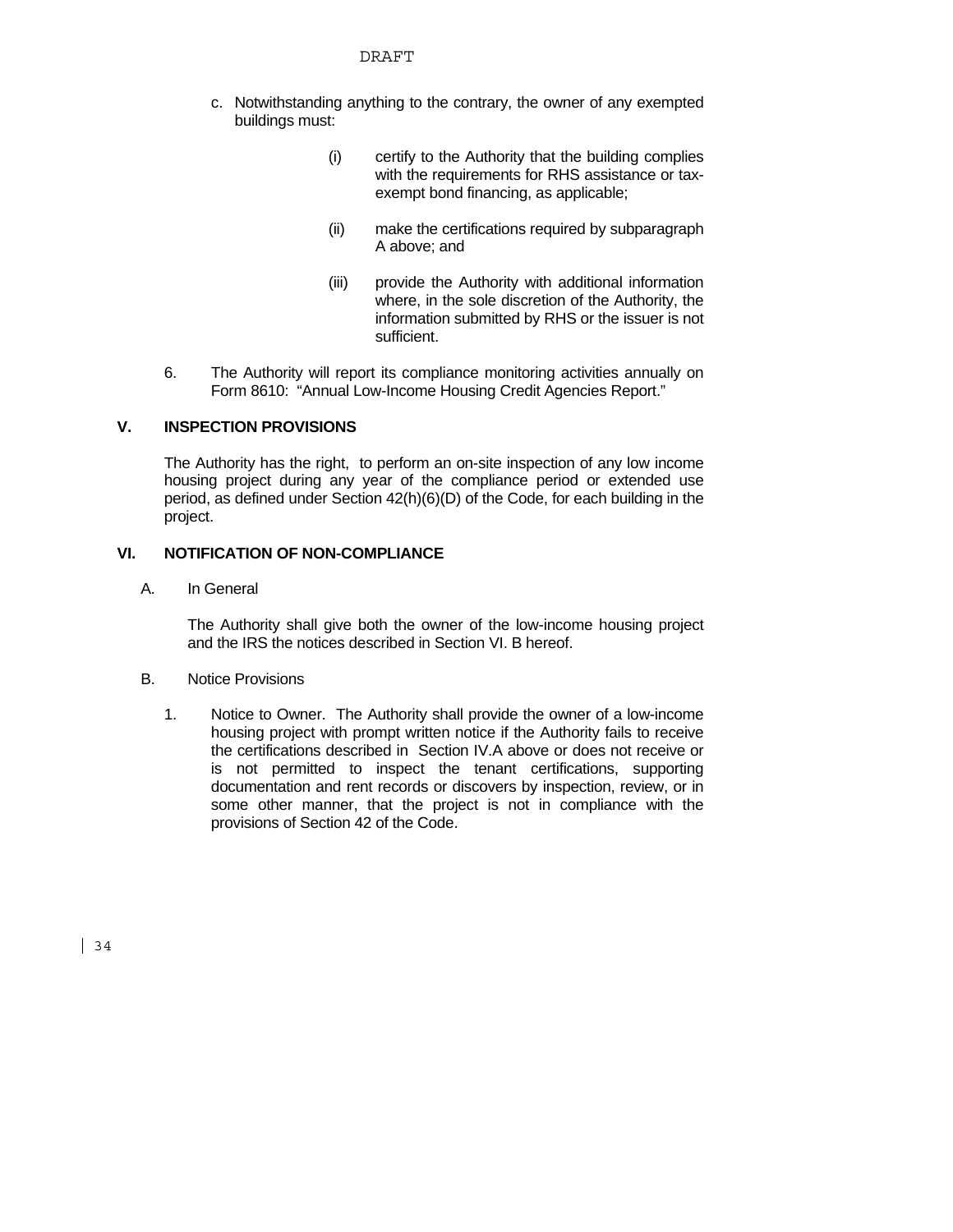c. Notwithstanding anything to the contrary, the owner of any exempted buildings must:

(i) certify to the Authority that the building complies with the requirements for RHS assistance or tax-exempt bond financing, as applicable;

(ii) make the certifications required by subparagraph A above; and

(iii) provide the Authority with additional information where, in the sole discretion of the Authority, the information submitted by RHS or the issuer is not sufficient.

6. The Authority will report its compliance monitoring activities annually on Form 8610: "Annual Low-Income Housing Credit Agencies Report."

## V. INSPECTION PROVISIONS

The Authority has the right, to perform an on-site inspection of any low income housing project during any year of the compliance period or extended use period, as defined under Section 42(h)(6)(D) of the Code, for each building in the project.

## VI. NOTIFICATION OF NON-COMPLIANCE

A. In General

The Authority shall give both the owner of the low-income housing project and the IRS the notices described in Section VI. B hereof.

B. Notice Provisions

1. Notice to Owner. The Authority shall provide the owner of a low-income housing project with prompt written notice if the Authority fails to receive the certifications described in Section IV.A above or does not receive or is not permitted to inspect the tenant certifications, supporting documentation and rent records or discovers by inspection, review, or in some other manner, that the project is not in compliance with the provisions of Section 42 of the Code.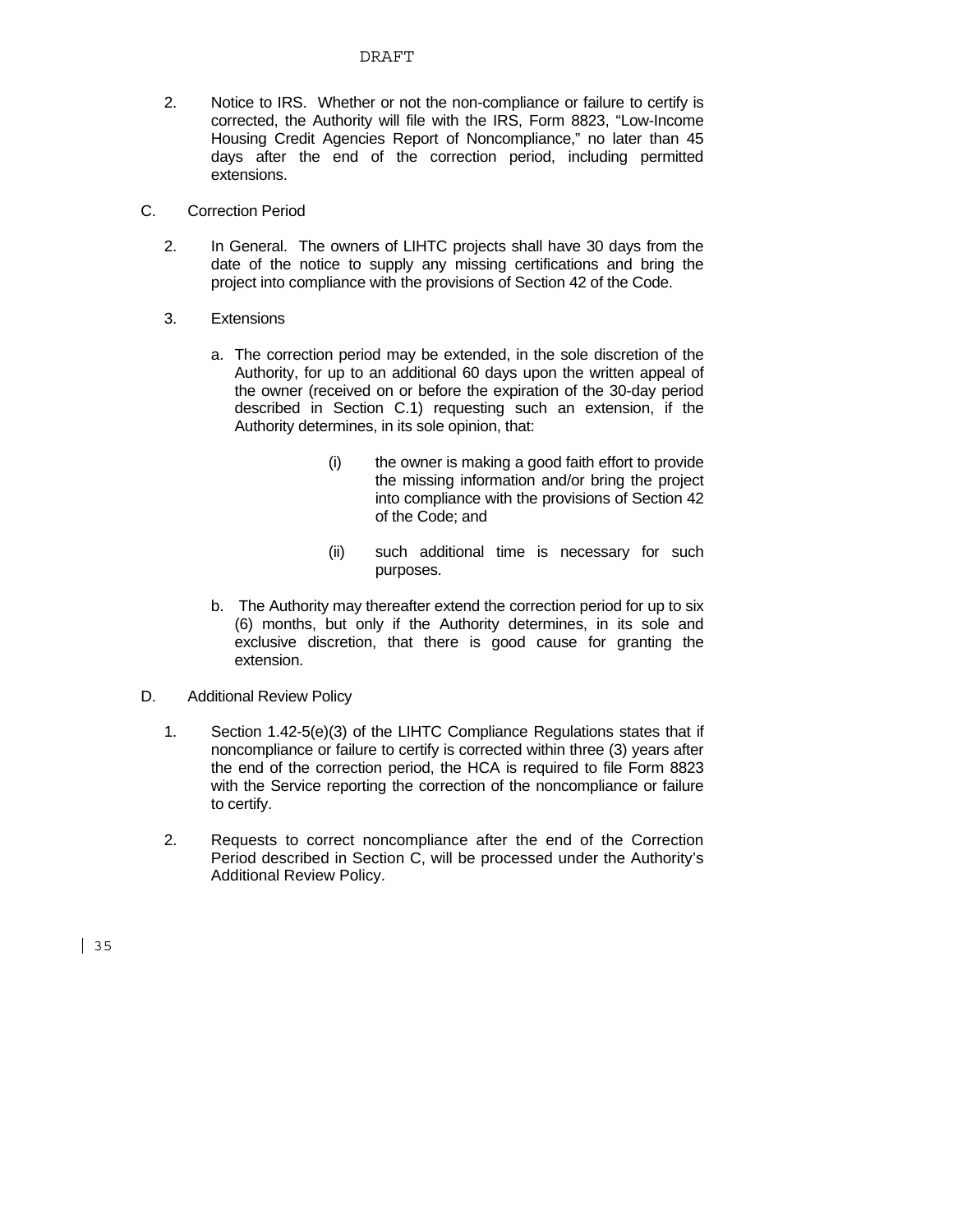2. Notice to IRS. Whether or not the non-compliance or failure to certify is corrected, the Authority will file with the IRS, Form 8823, "Low-Income Housing Credit Agencies Report of Noncompliance," no later than 45 days after the end of the correction period, including permitted extensions.

C. Correction Period

2. In General. The owners of LIHTC projects shall have 30 days from the date of the notice to supply any missing certifications and bring the project into compliance with the provisions of Section 42 of the Code.

3. Extensions

a. The correction period may be extended, in the sole discretion of the Authority, for up to an additional 60 days upon the written appeal of the owner (received on or before the expiration of the 30-day period described in Section C.1) requesting such an extension, if the Authority determines, in its sole opinion, that:

(i) the owner is making a good faith effort to provide the missing information and/or bring the project into compliance with the provisions of Section 42 of the Code; and

(ii) such additional time is necessary for such purposes.

b. The Authority may thereafter extend the correction period for up to six (6) months, but only if the Authority determines, in its sole and exclusive discretion, that there is good cause for granting the extension.

D. Additional Review Policy

1. Section 1.42-5(e)(3) of the LIHTC Compliance Regulations states that if noncompliance or failure to certify is corrected within three (3) years after the end of the correction period, the HCA is required to file Form 8823 with the Service reporting the correction of the noncompliance or failure to certify.

2. Requests to correct noncompliance after the end of the Correction Period described in Section C, will be processed under the Authority's Additional Review Policy.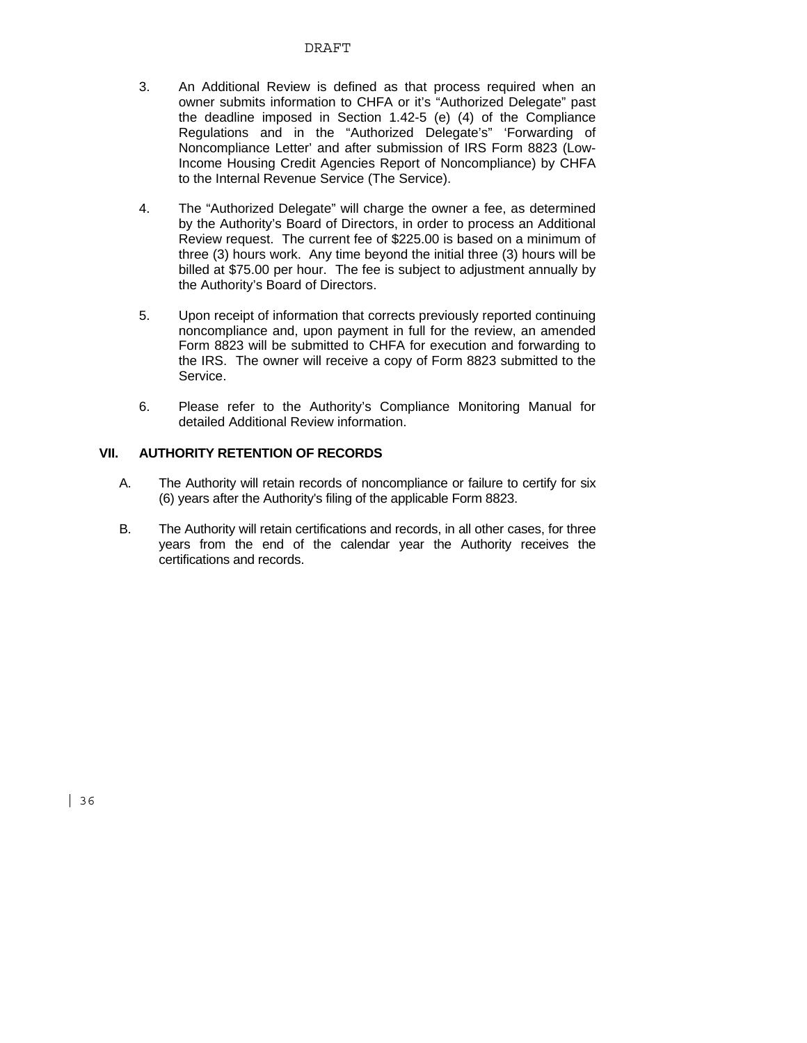3. An Additional Review is defined as that process required when an owner submits information to CHFA or it's "Authorized Delegate" past the deadline imposed in Section 1.42-5 (e) (4) of the Compliance Regulations and in the "Authorized Delegate's" 'Forwarding of Noncompliance Letter' and after submission of IRS Form 8823 (Low-Income Housing Credit Agencies Report of Noncompliance) by CHFA to the Internal Revenue Service (The Service).

4. The "Authorized Delegate" will charge the owner a fee, as determined by the Authority's Board of Directors, in order to process an Additional Review request. The current fee of $225.00 is based on a minimum of three (3) hours work. Any time beyond the initial three (3) hours will be billed at $75.00 per hour. The fee is subject to adjustment annually by the Authority's Board of Directors.

5. Upon receipt of information that corrects previously reported continuing noncompliance and, upon payment in full for the review, an amended Form 8823 will be submitted to CHFA for execution and forwarding to the IRS. The owner will receive a copy of Form 8823 submitted to the Service.

6. Please refer to the Authority's Compliance Monitoring Manual for detailed Additional Review information.

## VII. AUTHORITY RETENTION OF RECORDS

A. The Authority will retain records of noncompliance or failure to certify for six (6) years after the Authority's filing of the applicable Form 8823.

B. The Authority will retain certifications and records, in all other cases, for three years from the end of the calendar year the Authority receives the certifications and records.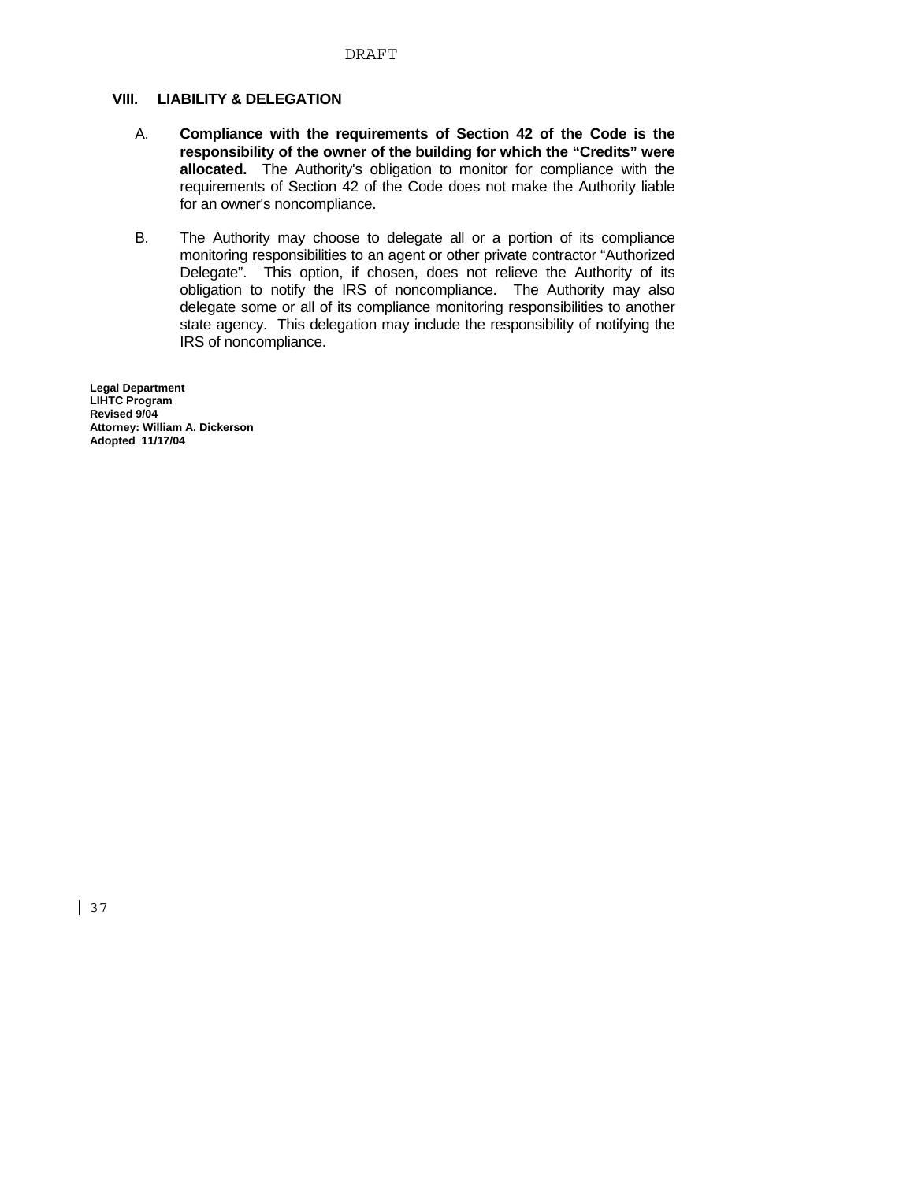## VIII. LIABILITY & DELEGATION

A. **Compliance with the requirements of Section 42 of the Code is the responsibility of the owner of the building for which the "Credits" were allocated.** The Authority's obligation to monitor for compliance with the requirements of Section 42 of the Code does not make the Authority liable for an owner's noncompliance.

B. The Authority may choose to delegate all or a portion of its compliance monitoring responsibilities to an agent or other private contractor "Authorized Delegate". This option, if chosen, does not relieve the Authority of its obligation to notify the IRS of noncompliance. The Authority may also delegate some or all of its compliance monitoring responsibilities to another state agency. This delegation may include the responsibility of notifying the IRS of noncompliance.

**Legal Department**
**LIHTC Program**
**Revised 9/04**
**Attorney: William A. Dickerson**
**Adopted 11/17/04**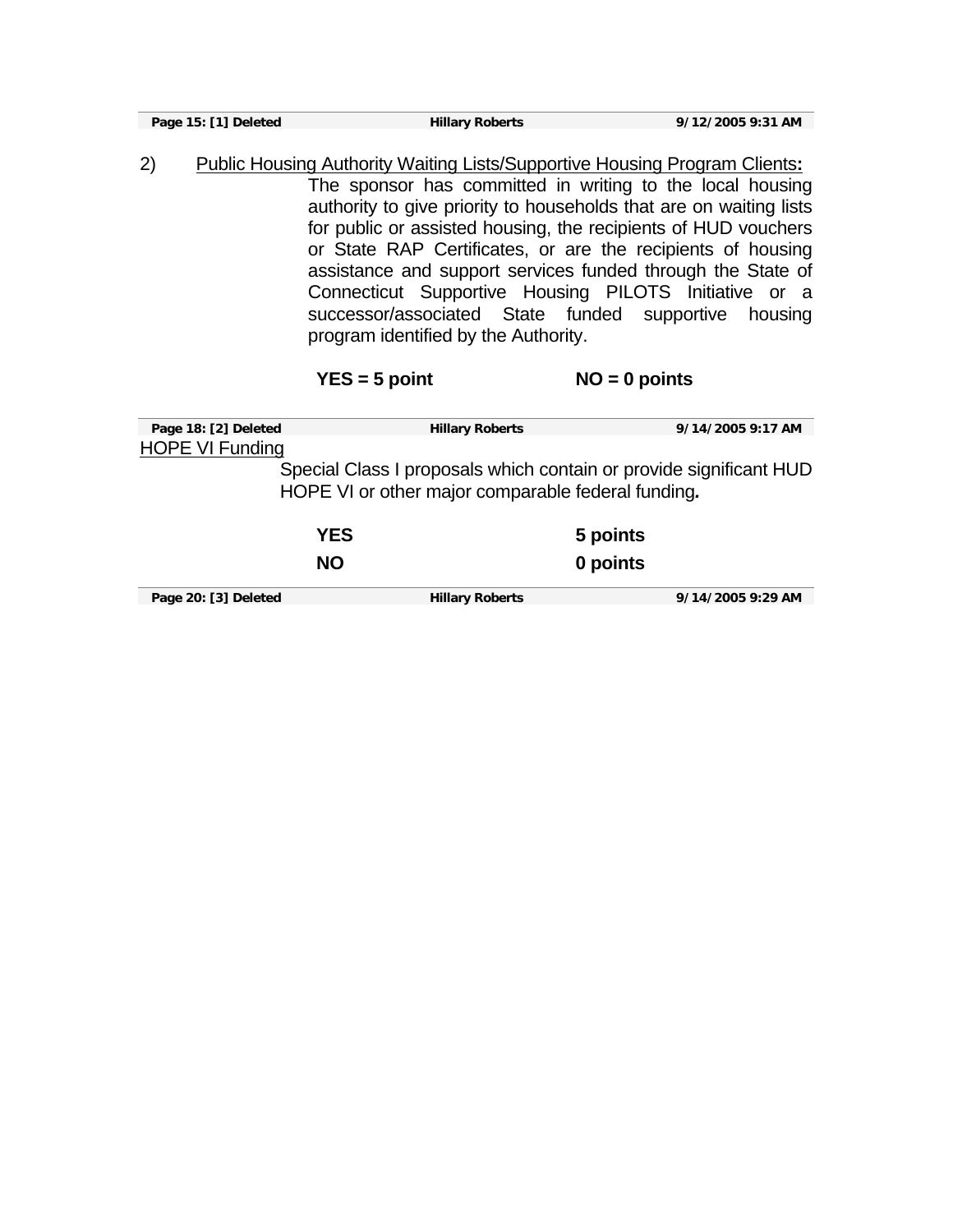| Page 15: [1] Deleted | Hillary Roberts | 9/12/2005 9:31 AM |
|---|---|---|

2) Public Housing Authority Waiting Lists/Supportive Housing Program Clients**:**

The sponsor has committed in writing to the local housing authority to give priority to households that are on waiting lists for public or assisted housing, the recipients of HUD vouchers or State RAP Certificates, or are the recipients of housing assistance and support services funded through the State of Connecticut Supportive Housing PILOTS Initiative or a successor/associated State funded supportive housing program identified by the Authority.

**YES = 5 point** **NO = 0 points**

| Page 18: [2] Deleted | Hillary Roberts | 9/14/2005 9:17 AM |
|---|---|---|

HOPE VI Funding

Special Class I proposals which contain or provide significant HUD HOPE VI or other major comparable federal funding***.***

| | |
|---|---|
| **YES** | **5 points** |
| **NO** | **0 points** |

| Page 20: [3] Deleted | Hillary Roberts | 9/14/2005 9:29 AM |
|---|---|---|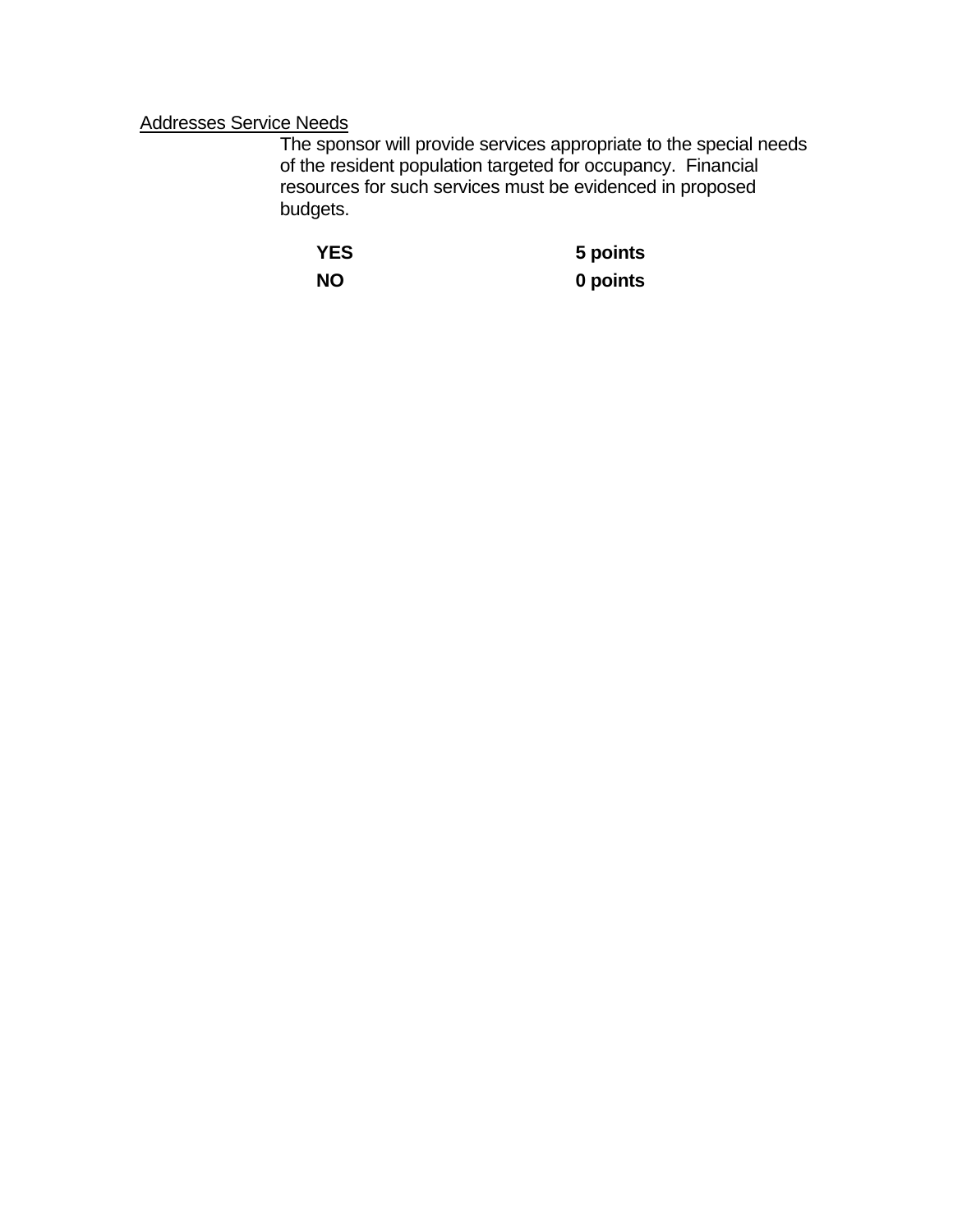<u>Addresses Service Needs</u>

The sponsor will provide services appropriate to the special needs of the resident population targeted for occupancy. Financial resources for such services must be evidenced in proposed budgets.

| | |
|---|---|
| **YES** | **5 points** |
| **NO** | **0 points** |